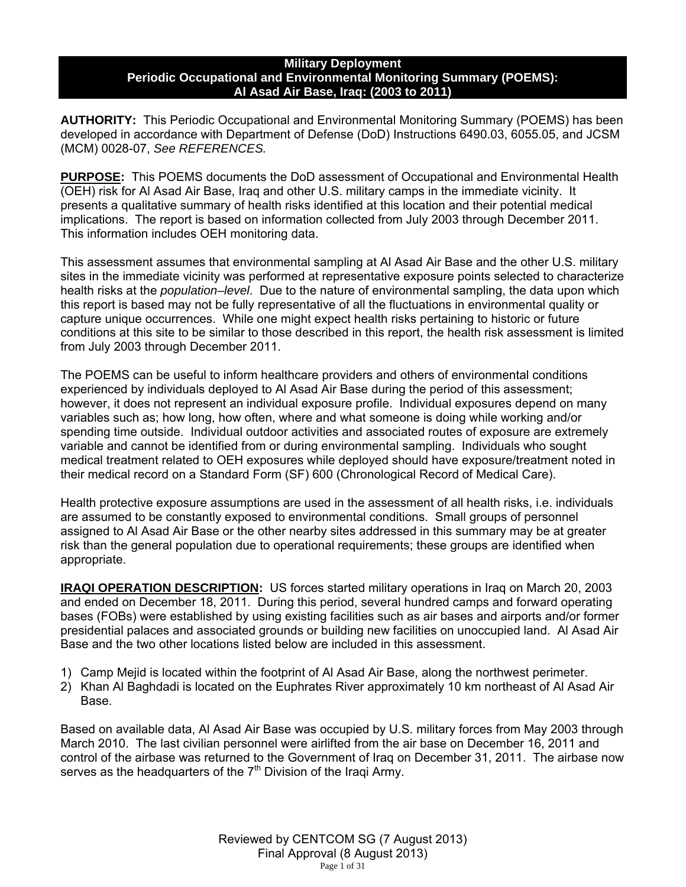# Military Deployment
## Periodic Occupational and Environmental Monitoring Summary (POEMS): Al Asad Air Base, Iraq: (2003 to 2011)

**AUTHORITY:** This Periodic Occupational and Environmental Monitoring Summary (POEMS) has been developed in accordance with Department of Defense (DoD) Instructions 6490.03, 6055.05, and JCSM (MCM) 0028-07, *See REFERENCES.*

**PURPOSE:** This POEMS documents the DoD assessment of Occupational and Environmental Health (OEH) risk for Al Asad Air Base, Iraq and other U.S. military camps in the immediate vicinity. It presents a qualitative summary of health risks identified at this location and their potential medical implications. The report is based on information collected from July 2003 through December 2011. This information includes OEH monitoring data.

This assessment assumes that environmental sampling at Al Asad Air Base and the other U.S. military sites in the immediate vicinity was performed at representative exposure points selected to characterize health risks at the *population–level*. Due to the nature of environmental sampling, the data upon which this report is based may not be fully representative of all the fluctuations in environmental quality or capture unique occurrences. While one might expect health risks pertaining to historic or future conditions at this site to be similar to those described in this report, the health risk assessment is limited from July 2003 through December 2011.

The POEMS can be useful to inform healthcare providers and others of environmental conditions experienced by individuals deployed to Al Asad Air Base during the period of this assessment; however, it does not represent an individual exposure profile. Individual exposures depend on many variables such as; how long, how often, where and what someone is doing while working and/or spending time outside. Individual outdoor activities and associated routes of exposure are extremely variable and cannot be identified from or during environmental sampling. Individuals who sought medical treatment related to OEH exposures while deployed should have exposure/treatment noted in their medical record on a Standard Form (SF) 600 (Chronological Record of Medical Care).

Health protective exposure assumptions are used in the assessment of all health risks, i.e. individuals are assumed to be constantly exposed to environmental conditions. Small groups of personnel assigned to Al Asad Air Base or the other nearby sites addressed in this summary may be at greater risk than the general population due to operational requirements; these groups are identified when appropriate.

**IRAQI OPERATION DESCRIPTION:** US forces started military operations in Iraq on March 20, 2003 and ended on December 18, 2011. During this period, several hundred camps and forward operating bases (FOBs) were established by using existing facilities such as air bases and airports and/or former presidential palaces and associated grounds or building new facilities on unoccupied land. Al Asad Air Base and the two other locations listed below are included in this assessment.

1) Camp Mejid is located within the footprint of Al Asad Air Base, along the northwest perimeter.
2) Khan Al Baghdadi is located on the Euphrates River approximately 10 km northeast of Al Asad Air Base.

Based on available data, Al Asad Air Base was occupied by U.S. military forces from May 2003 through March 2010. The last civilian personnel were airlifted from the air base on December 16, 2011 and control of the airbase was returned to the Government of Iraq on December 31, 2011. The airbase now serves as the headquarters of the 7th Division of the Iraqi Army.

Reviewed by CENTCOM SG (7 August 2013)
Final Approval (8 August 2013)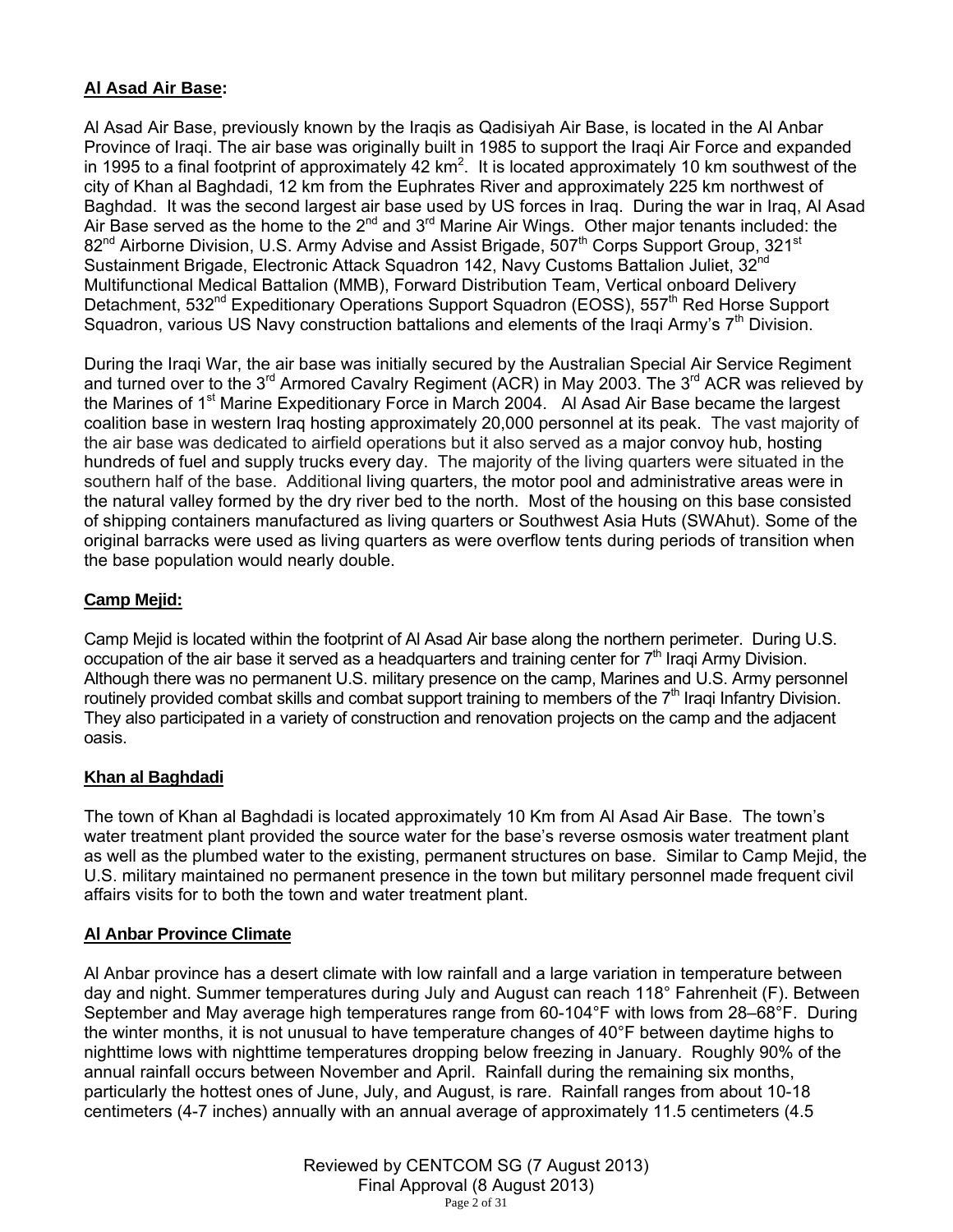## Al Asad Air Base:

Al Asad Air Base, previously known by the Iraqis as Qadisiyah Air Base, is located in the Al Anbar Province of Iraqi. The air base was originally built in 1985 to support the Iraqi Air Force and expanded in 1995 to a final footprint of approximately 42 $km^2$. It is located approximately 10 km southwest of the city of Khan al Baghdadi, 12 km from the Euphrates River and approximately 225 km northwest of Baghdad. It was the second largest air base used by US forces in Iraq. During the war in Iraq, Al Asad Air Base served as the home to the 2nd and 3rd Marine Air Wings. Other major tenants included: the 82nd Airborne Division, U.S. Army Advise and Assist Brigade, 507th Corps Support Group, 321st Sustainment Brigade, Electronic Attack Squadron 142, Navy Customs Battalion Juliet, 32nd Multifunctional Medical Battalion (MMB), Forward Distribution Team, Vertical onboard Delivery Detachment, 532nd Expeditionary Operations Support Squadron (EOSS), 557th Red Horse Support Squadron, various US Navy construction battalions and elements of the Iraqi Army's 7th Division.

During the Iraqi War, the air base was initially secured by the Australian Special Air Service Regiment and turned over to the 3rd Armored Cavalry Regiment (ACR) in May 2003. The 3rd ACR was relieved by the Marines of 1st Marine Expeditionary Force in March 2004. Al Asad Air Base became the largest coalition base in western Iraq hosting approximately 20,000 personnel at its peak. The vast majority of the air base was dedicated to airfield operations but it also served as a major convoy hub, hosting hundreds of fuel and supply trucks every day. The majority of the living quarters were situated in the southern half of the base. Additional living quarters, the motor pool and administrative areas were in the natural valley formed by the dry river bed to the north. Most of the housing on this base consisted of shipping containers manufactured as living quarters or Southwest Asia Huts (SWAhut). Some of the original barracks were used as living quarters as were overflow tents during periods of transition when the base population would nearly double.

## Camp Mejid:

Camp Mejid is located within the footprint of Al Asad Air base along the northern perimeter. During U.S. occupation of the air base it served as a headquarters and training center for 7th Iraqi Army Division. Although there was no permanent U.S. military presence on the camp, Marines and U.S. Army personnel routinely provided combat skills and combat support training to members of the 7th Iraqi Infantry Division. They also participated in a variety of construction and renovation projects on the camp and the adjacent oasis.

## Khan al Baghdadi

The town of Khan al Baghdadi is located approximately 10 Km from Al Asad Air Base. The town's water treatment plant provided the source water for the base's reverse osmosis water treatment plant as well as the plumbed water to the existing, permanent structures on base. Similar to Camp Mejid, the U.S. military maintained no permanent presence in the town but military personnel made frequent civil affairs visits for to both the town and water treatment plant.

## Al Anbar Province Climate

Al Anbar province has a desert climate with low rainfall and a large variation in temperature between day and night. Summer temperatures during July and August can reach 118° Fahrenheit (F). Between September and May average high temperatures range from 60-104°F with lows from 28–68°F. During the winter months, it is not unusual to have temperature changes of 40°F between daytime highs to nighttime lows with nighttime temperatures dropping below freezing in January. Roughly 90% of the annual rainfall occurs between November and April. Rainfall during the remaining six months, particularly the hottest ones of June, July, and August, is rare. Rainfall ranges from about 10-18 centimeters (4-7 inches) annually with an annual average of approximately 11.5 centimeters (4.5

Reviewed by CENTCOM SG (7 August 2013)
Final Approval (8 August 2013)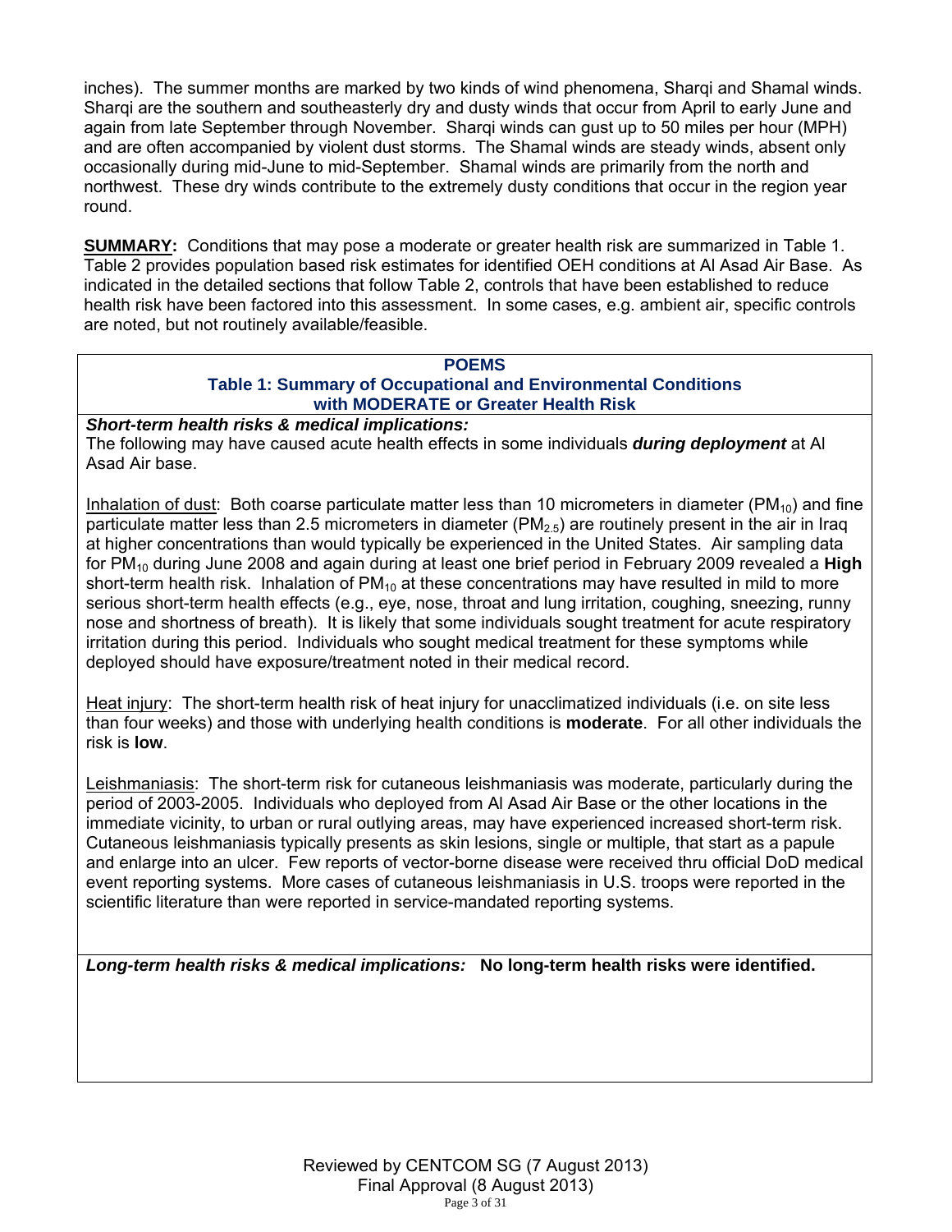inches). The summer months are marked by two kinds of wind phenomena, Sharqi and Shamal winds. Sharqi are the southern and southeasterly dry and dusty winds that occur from April to early June and again from late September through November. Sharqi winds can gust up to 50 miles per hour (MPH) and are often accompanied by violent dust storms. The Shamal winds are steady winds, absent only occasionally during mid-June to mid-September. Shamal winds are primarily from the north and northwest. These dry winds contribute to the extremely dusty conditions that occur in the region year round.

**SUMMARY:** Conditions that may pose a moderate or greater health risk are summarized in Table 1. Table 2 provides population based risk estimates for identified OEH conditions at Al Asad Air Base. As indicated in the detailed sections that follow Table 2, controls that have been established to reduce health risk have been factored into this assessment. In some cases, e.g. ambient air, specific controls are noted, but not routinely available/feasible.

**POEMS**

**Table 1: Summary of Occupational and Environmental Conditions with MODERATE or Greater Health Risk**

***Short-term health risks & medical implications:***

The following may have caused acute health effects in some individuals ***during deployment*** at Al Asad Air base.

Inhalation of dust: Both coarse particulate matter less than 10 micrometers in diameter ($PM_{10}$) and fine particulate matter less than 2.5 micrometers in diameter ($PM_{2.5}$) are routinely present in the air in Iraq at higher concentrations than would typically be experienced in the United States. Air sampling data for $PM_{10}$ during June 2008 and again during at least one brief period in February 2009 revealed a **High** short-term health risk. Inhalation of $PM_{10}$ at these concentrations may have resulted in mild to more serious short-term health effects (e.g., eye, nose, throat and lung irritation, coughing, sneezing, runny nose and shortness of breath). It is likely that some individuals sought treatment for acute respiratory irritation during this period. Individuals who sought medical treatment for these symptoms while deployed should have exposure/treatment noted in their medical record.

Heat injury: The short-term health risk of heat injury for unacclimatized individuals (i.e. on site less than four weeks) and those with underlying health conditions is **moderate**. For all other individuals the risk is **low**.

Leishmaniasis: The short-term risk for cutaneous leishmaniasis was moderate, particularly during the period of 2003-2005. Individuals who deployed from Al Asad Air Base or the other locations in the immediate vicinity, to urban or rural outlying areas, may have experienced increased short-term risk. Cutaneous leishmaniasis typically presents as skin lesions, single or multiple, that start as a papule and enlarge into an ulcer. Few reports of vector-borne disease were received thru official DoD medical event reporting systems. More cases of cutaneous leishmaniasis in U.S. troops were reported in the scientific literature than were reported in service-mandated reporting systems.

***Long-term health risks & medical implications:*** **No long-term health risks were identified.**

Reviewed by CENTCOM SG (7 August 2013)
Final Approval (8 August 2013)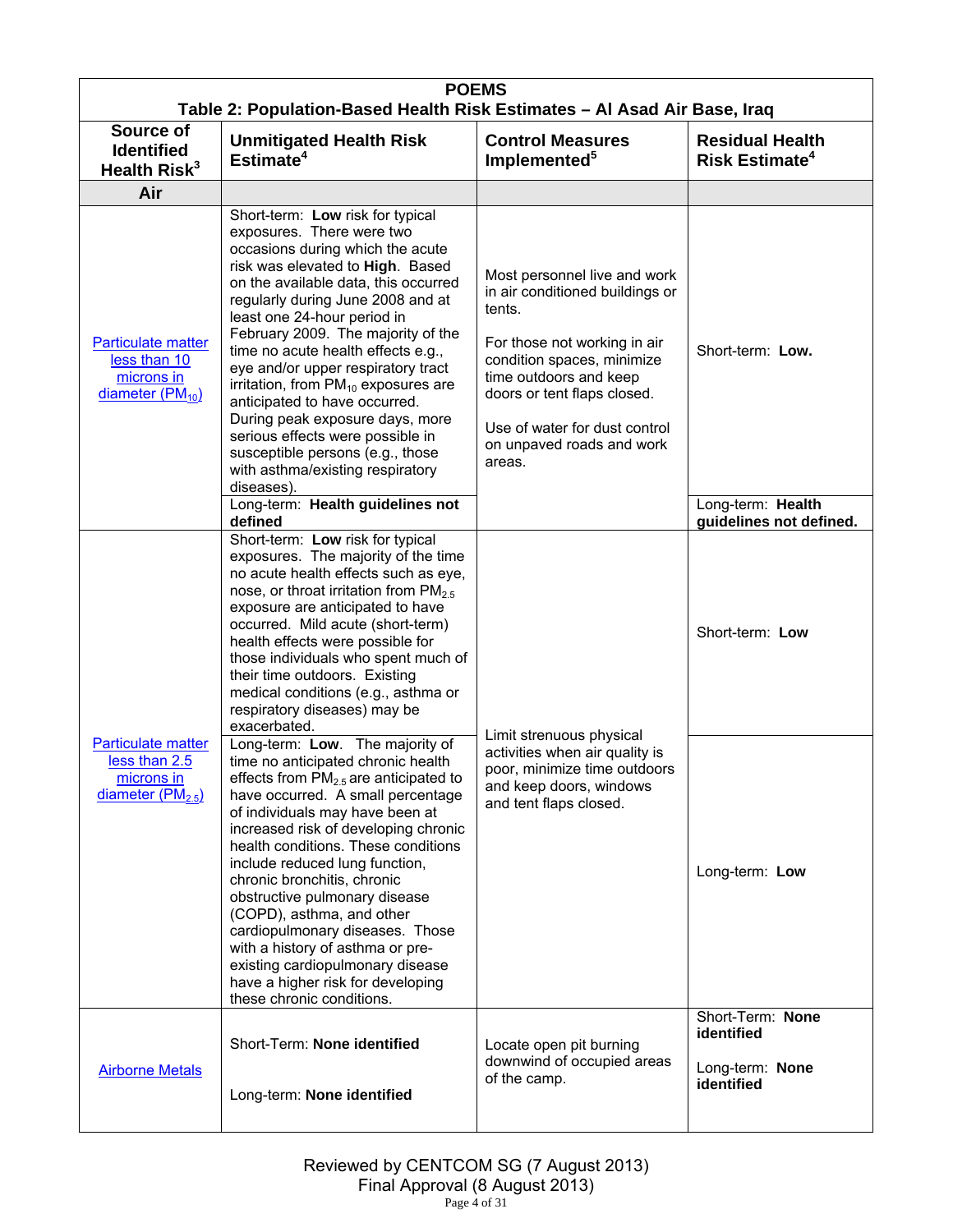| POEMS<br>Table 2: Population-Based Health Risk Estimates – Al Asad Air Base, Iraq | | | |
|---|---|---|---|
| **Source of Identified Health Risk**[3] | **Unmitigated Health Risk Estimate**[4] | **Control Measures Implemented**[5] | **Residual Health Risk Estimate**[4] |
| **Air** | | | |
| Particulate matter less than 10 microns in diameter ($PM_{10}$) | Short-term: **Low** risk for typical exposures. There were two occasions during which the acute risk was elevated to **High**. Based on the available data, this occurred regularly during June 2008 and at least one 24-hour period in February 2009. The majority of the time no acute health effects e.g., eye and/or upper respiratory tract irritation, from $PM_{10}$ exposures are anticipated to have occurred. During peak exposure days, more serious effects were possible in susceptible persons (e.g., those with asthma/existing respiratory diseases). | Most personnel live and work in air conditioned buildings or tents.<br><br>For those not working in air condition spaces, minimize time outdoors and keep doors or tent flaps closed.<br><br>Use of water for dust control on unpaved roads and work areas. | Short-term: **Low.** |
| | Long-term: **Health guidelines not defined** | | Long-term: **Health guidelines not defined.** |
| Particulate matter less than 2.5 microns in diameter ($PM_{2.5}$) | Short-term: **Low** risk for typical exposures. The majority of the time no acute health effects such as eye, nose, or throat irritation from $PM_{2.5}$ exposure are anticipated to have occurred. Mild acute (short-term) health effects were possible for those individuals who spent much of their time outdoors. Existing medical conditions (e.g., asthma or respiratory diseases) may be exacerbated. | Limit strenuous physical activities when air quality is poor, minimize time outdoors and keep doors, windows and tent flaps closed. | Short-term: **Low** |
| | Long-term: **Low**. The majority of time no anticipated chronic health effects from $PM_{2.5}$ are anticipated to have occurred. A small percentage of individuals may have been at increased risk of developing chronic health conditions. These conditions include reduced lung function, chronic bronchitis, chronic obstructive pulmonary disease (COPD), asthma, and other cardiopulmonary diseases. Those with a history of asthma or pre-existing cardiopulmonary disease have a higher risk for developing these chronic conditions. | | Long-term: **Low** |
| Airborne Metals | Short-Term: **None identified**<br><br>Long-term: **None identified** | Locate open pit burning downwind of occupied areas of the camp. | Short-Term: **None identified**<br><br>Long-term: **None identified** |

Reviewed by CENTCOM SG (7 August 2013)
Final Approval (8 August 2013)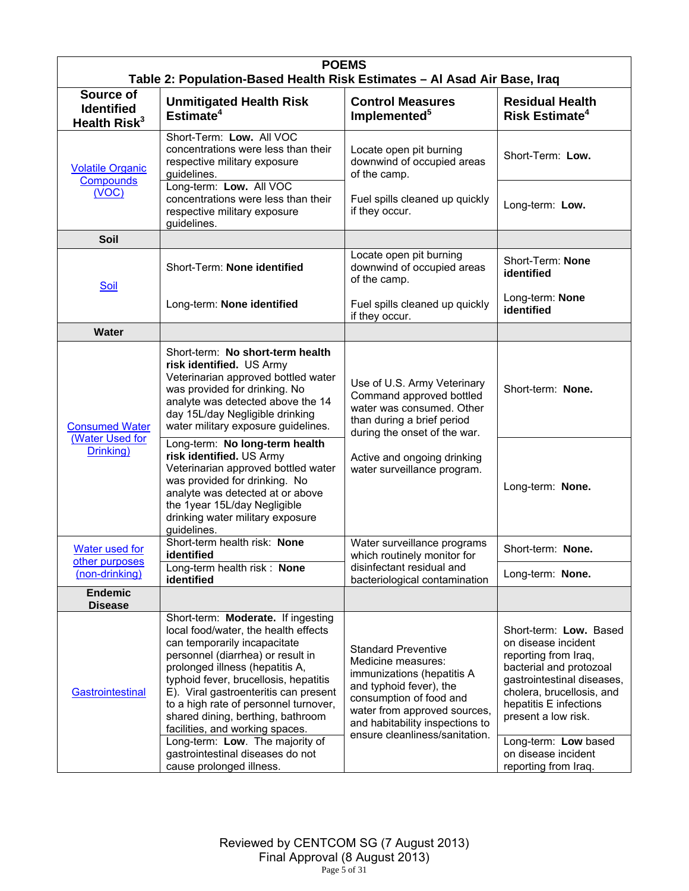| POEMS<br>Table 2: Population-Based Health Risk Estimates – Al Asad Air Base, Iraq | | | |
|---|---|---|---|
| **Source of Identified Health Risk[3]** | **Unmitigated Health Risk Estimate[4]** | **Control Measures Implemented[5]** | **Residual Health Risk Estimate[4]** |
| Volatile Organic Compounds (VOC) | Short-Term: **Low.** All VOC concentrations were less than their respective military exposure guidelines. | Locate open pit burning downwind of occupied areas of the camp. | Short-Term: **Low.** |
| | Long-term: **Low.** All VOC concentrations were less than their respective military exposure guidelines. | Fuel spills cleaned up quickly if they occur. | Long-term: **Low.** |
| **Soil** | | | |
| Soil | Short-Term: **None identified** | Locate open pit burning downwind of occupied areas of the camp. | Short-Term: **None identified** |
| | Long-term: **None identified** | Fuel spills cleaned up quickly if they occur. | Long-term: **None identified** |
| **Water** | | | |
| Consumed Water (Water Used for Drinking) | Short-term: **No short-term health risk identified.** US Army Veterinarian approved bottled water was provided for drinking. No analyte was detected above the 14 day 15L/day Negligible drinking water military exposure guidelines. | Use of U.S. Army Veterinary Command approved bottled water was consumed. Other than during a brief period during the onset of the war. | Short-term: **None.** |
| | Long-term: **No long-term health risk identified.** US Army Veterinarian approved bottled water was provided for drinking. No analyte was detected at or above the 1year 15L/day Negligible drinking water military exposure guidelines. | Active and ongoing drinking water surveillance program. | Long-term: **None.** |
| Water used for other purposes (non-drinking) | Short-term health risk: **None identified** | Water surveillance programs which routinely monitor for disinfectant residual and bacteriological contamination | Short-term: **None.** |
| | Long-term health risk : **None identified** | | Long-term: **None.** |
| **Endemic Disease** | | | |
| Gastrointestinal | Short-term: **Moderate.** If ingesting local food/water, the health effects can temporarily incapacitate personnel (diarrhea) or result in prolonged illness (hepatitis A, typhoid fever, brucellosis, hepatitis E). Viral gastroenteritis can present to a high rate of personnel turnover, shared dining, berthing, bathroom facilities, and working spaces. | Standard Preventive Medicine measures: immunizations (hepatitis A and typhoid fever), the consumption of food and water from approved sources, and habitability inspections to ensure cleanliness/sanitation. | Short-term: **Low.** Based on disease incident reporting from Iraq, bacterial and protozoal gastrointestinal diseases, cholera, brucellosis, and hepatitis E infections present a low risk. |
| | Long-term: **Low**. The majority of gastrointestinal diseases do not cause prolonged illness. | | Long-term: **Low** based on disease incident reporting from Iraq. |

Reviewed by CENTCOM SG (7 August 2013)
Final Approval (8 August 2013)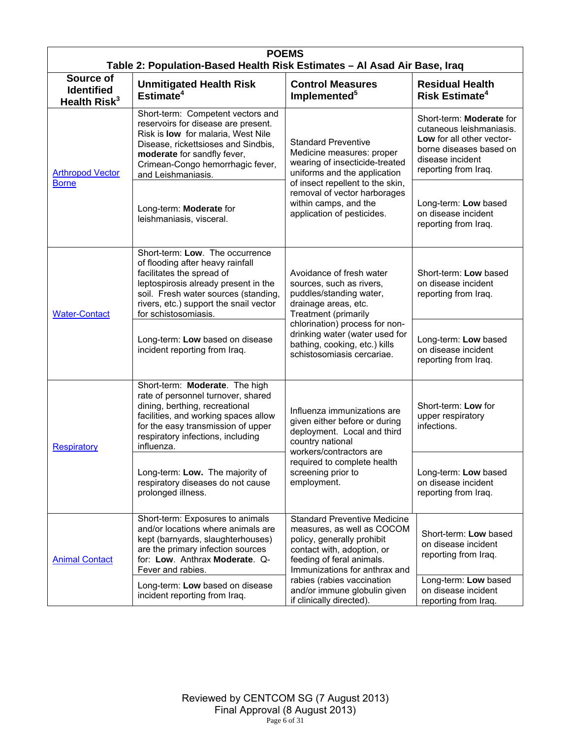**POEMS**

**Table 2: Population-Based Health Risk Estimates – Al Asad Air Base, Iraq**

| Source of Identified Health Risk[3] | Unmitigated Health Risk Estimate[4] | Control Measures Implemented[5] | Residual Health Risk Estimate[4] |
|---|---|---|---|
| Arthropod Vector Borne | Short-term: Competent vectors and reservoirs for disease are present. Risk is **low** for malaria, West Nile Disease, rickettsioses and Sindbis, **moderate** for sandfly fever, Crimean-Congo hemorrhagic fever, and Leishmaniasis. | Standard Preventive Medicine measures: proper wearing of insecticide-treated uniforms and the application of insect repellent to the skin, removal of vector harborages within camps, and the application of pesticides. | Short-term: **Moderate** for cutaneous leishmaniasis. **Low** for all other vector-borne diseases based on disease incident reporting from Iraq. |
| | Long-term: **Moderate** for leishmaniasis, visceral. | | Long-term: **Low** based on disease incident reporting from Iraq. |
| Water-Contact | Short-term: **Low**. The occurrence of flooding after heavy rainfall facilitates the spread of leptospirosis already present in the soil. Fresh water sources (standing, rivers, etc.) support the snail vector for schistosomiasis. | Avoidance of fresh water sources, such as rivers, puddles/standing water, drainage areas, etc. Treatment (primarily chlorination) process for non-drinking water (water used for bathing, cooking, etc.) kills schistosomiasis cercariae. | Short-term: **Low** based on disease incident reporting from Iraq. |
| | Long-term: **Low** based on disease incident reporting from Iraq. | | Long-term: **Low** based on disease incident reporting from Iraq. |
| Respiratory | Short-term: **Moderate**. The high rate of personnel turnover, shared dining, berthing, recreational facilities, and working spaces allow for the easy transmission of upper respiratory infections, including influenza. | Influenza immunizations are given either before or during deployment. Local and third country national workers/contractors are required to complete health screening prior to employment. | Short-term: **Low** for upper respiratory infections. |
| | Long-term: **Low.** The majority of respiratory diseases do not cause prolonged illness. | | Long-term: **Low** based on disease incident reporting from Iraq. |
| Animal Contact | Short-term: Exposures to animals and/or locations where animals are kept (barnyards, slaughterhouses) are the primary infection sources for: **Low**. Anthrax **Moderate**. Q-Fever and rabies. | Standard Preventive Medicine measures, as well as COCOM policy, generally prohibit contact with, adoption, or feeding of feral animals. Immunizations for anthrax and rabies (rabies vaccination and/or immune globulin given if clinically directed). | Short-term: **Low** based on disease incident reporting from Iraq. |
| | Long-term: **Low** based on disease incident reporting from Iraq. | | Long-term: **Low** based on disease incident reporting from Iraq. |

Reviewed by CENTCOM SG (7 August 2013)
Final Approval (8 August 2013)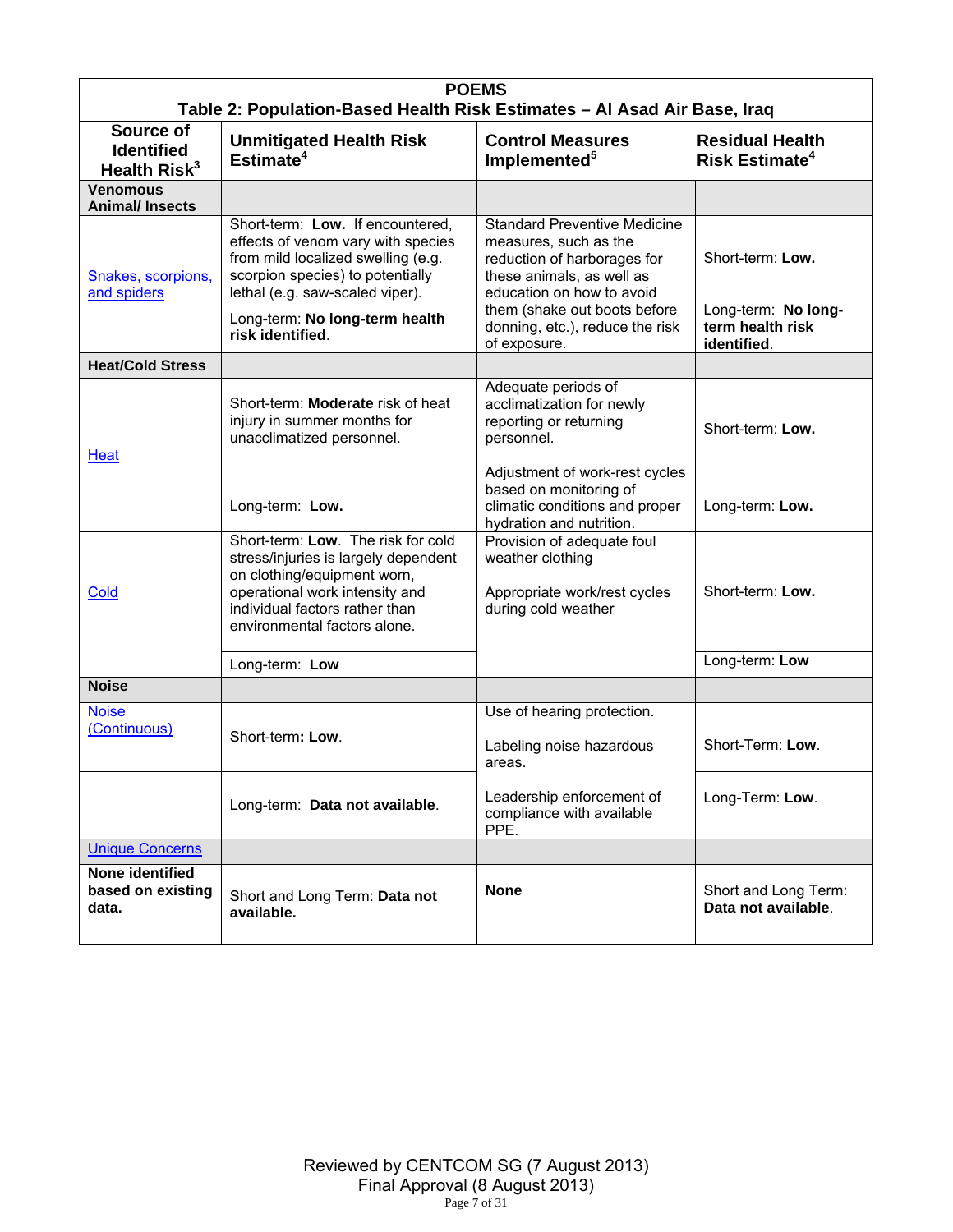| POEMS<br>Table 2: Population-Based Health Risk Estimates – Al Asad Air Base, Iraq | | | |
|---|---|---|---|
| **Source of Identified Health Risk[3]** | **Unmitigated Health Risk Estimate[4]** | **Control Measures Implemented[5]** | **Residual Health Risk Estimate[4]** |
| **Venomous Animal/ Insects** | | | |
| Snakes, scorpions, and spiders | Short-term: **Low.** If encountered, effects of venom vary with species from mild localized swelling (e.g. scorpion species) to potentially lethal (e.g. saw-scaled viper). | Standard Preventive Medicine measures, such as the reduction of harborages for these animals, as well as education on how to avoid them (shake out boots before donning, etc.), reduce the risk of exposure. | Short-term: **Low.** |
| | Long-term: **No long-term health risk identified**. | | Long-term: **No long-term health risk identified**. |
| **Heat/Cold Stress** | | | |
| Heat | Short-term: **Moderate** risk of heat injury in summer months for unacclimatized personnel. | Adequate periods of acclimatization for newly reporting or returning personnel.<br><br>Adjustment of work-rest cycles based on monitoring of climatic conditions and proper hydration and nutrition. | Short-term: **Low.** |
| | Long-term: **Low.** | | Long-term: **Low.** |
| Cold | Short-term: **Low**. The risk for cold stress/injuries is largely dependent on clothing/equipment worn, operational work intensity and individual factors rather than environmental factors alone. | Provision of adequate foul weather clothing<br><br>Appropriate work/rest cycles during cold weather | Short-term: **Low.** |
| | Long-term: **Low** | | Long-term: **Low** |
| **Noise** | | | |
| Noise (Continuous) | Short-term**: Low**. | Use of hearing protection.<br><br>Labeling noise hazardous areas.<br><br>Leadership enforcement of compliance with available PPE. | Short-Term: **Low**. |
| | Long-term: **Data not available**. | | Long-Term: **Low**. |
| Unique Concerns | | | |
| **None identified based on existing data.** | Short and Long Term: **Data not available.** | **None** | Short and Long Term: **Data not available**. |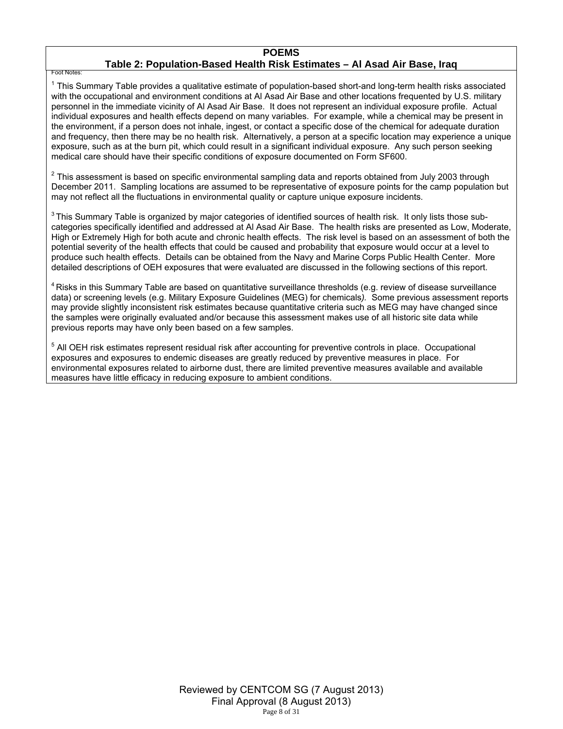**POEMS**

**Table 2: Population-Based Health Risk Estimates – Al Asad Air Base, Iraq**

Foot Notes:

[1] This Summary Table provides a qualitative estimate of population-based short-and long-term health risks associated with the occupational and environment conditions at Al Asad Air Base and other locations frequented by U.S. military personnel in the immediate vicinity of Al Asad Air Base. It does not represent an individual exposure profile. Actual individual exposures and health effects depend on many variables. For example, while a chemical may be present in the environment, if a person does not inhale, ingest, or contact a specific dose of the chemical for adequate duration and frequency, then there may be no health risk. Alternatively, a person at a specific location may experience a unique exposure, such as at the burn pit, which could result in a significant individual exposure. Any such person seeking medical care should have their specific conditions of exposure documented on Form SF600.

[2] This assessment is based on specific environmental sampling data and reports obtained from July 2003 through December 2011. Sampling locations are assumed to be representative of exposure points for the camp population but may not reflect all the fluctuations in environmental quality or capture unique exposure incidents.

[3] This Summary Table is organized by major categories of identified sources of health risk. It only lists those sub-categories specifically identified and addressed at Al Asad Air Base. The health risks are presented as Low, Moderate, High or Extremely High for both acute and chronic health effects. The risk level is based on an assessment of both the potential severity of the health effects that could be caused and probability that exposure would occur at a level to produce such health effects. Details can be obtained from the Navy and Marine Corps Public Health Center. More detailed descriptions of OEH exposures that were evaluated are discussed in the following sections of this report.

[4] Risks in this Summary Table are based on quantitative surveillance thresholds (e.g. review of disease surveillance data) or screening levels (e.g. Military Exposure Guidelines (MEG) for chemicals*).* Some previous assessment reports may provide slightly inconsistent risk estimates because quantitative criteria such as MEG may have changed since the samples were originally evaluated and/or because this assessment makes use of all historic site data while previous reports may have only been based on a few samples.

[5] All OEH risk estimates represent residual risk after accounting for preventive controls in place. Occupational exposures and exposures to endemic diseases are greatly reduced by preventive measures in place. For environmental exposures related to airborne dust, there are limited preventive measures available and available measures have little efficacy in reducing exposure to ambient conditions.

Reviewed by CENTCOM SG (7 August 2013)
Final Approval (8 August 2013)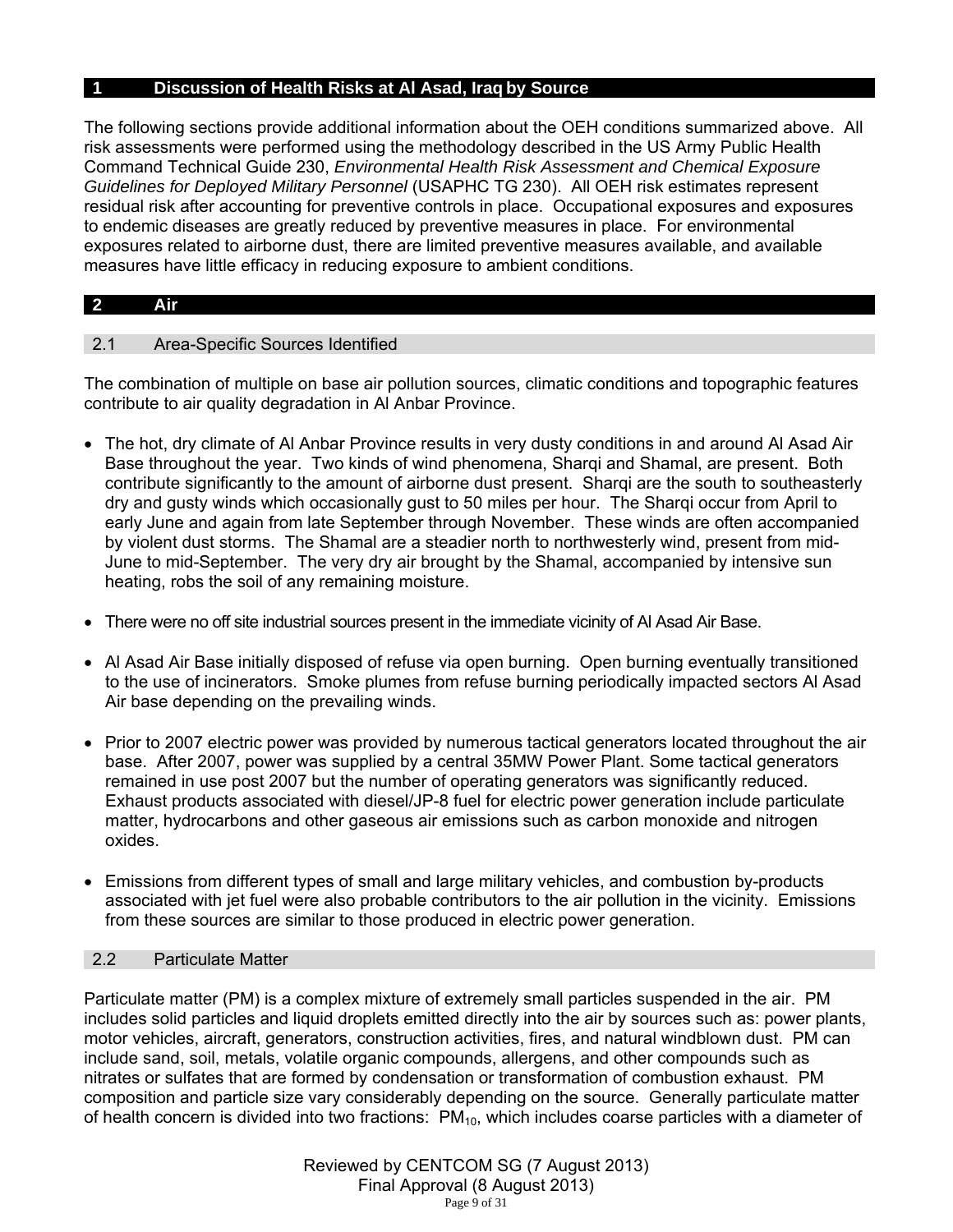## 1 Discussion of Health Risks at Al Asad, Iraq by Source

The following sections provide additional information about the OEH conditions summarized above. All risk assessments were performed using the methodology described in the US Army Public Health Command Technical Guide 230, *Environmental Health Risk Assessment and Chemical Exposure Guidelines for Deployed Military Personnel* (USAPHC TG 230). All OEH risk estimates represent residual risk after accounting for preventive controls in place. Occupational exposures and exposures to endemic diseases are greatly reduced by preventive measures in place. For environmental exposures related to airborne dust, there are limited preventive measures available, and available measures have little efficacy in reducing exposure to ambient conditions.

## 2 Air

### 2.1 Area-Specific Sources Identified

The combination of multiple on base air pollution sources, climatic conditions and topographic features contribute to air quality degradation in Al Anbar Province.

- The hot, dry climate of Al Anbar Province results in very dusty conditions in and around Al Asad Air Base throughout the year. Two kinds of wind phenomena, Sharqi and Shamal, are present. Both contribute significantly to the amount of airborne dust present. Sharqi are the south to southeasterly dry and gusty winds which occasionally gust to 50 miles per hour. The Sharqi occur from April to early June and again from late September through November. These winds are often accompanied by violent dust storms. The Shamal are a steadier north to northwesterly wind, present from mid-June to mid-September. The very dry air brought by the Shamal, accompanied by intensive sun heating, robs the soil of any remaining moisture.
- There were no off site industrial sources present in the immediate vicinity of Al Asad Air Base.
- Al Asad Air Base initially disposed of refuse via open burning. Open burning eventually transitioned to the use of incinerators. Smoke plumes from refuse burning periodically impacted sectors Al Asad Air base depending on the prevailing winds.
- Prior to 2007 electric power was provided by numerous tactical generators located throughout the air base. After 2007, power was supplied by a central 35MW Power Plant. Some tactical generators remained in use post 2007 but the number of operating generators was significantly reduced. Exhaust products associated with diesel/JP-8 fuel for electric power generation include particulate matter, hydrocarbons and other gaseous air emissions such as carbon monoxide and nitrogen oxides.
- Emissions from different types of small and large military vehicles, and combustion by-products associated with jet fuel were also probable contributors to the air pollution in the vicinity. Emissions from these sources are similar to those produced in electric power generation.

### 2.2 Particulate Matter

Particulate matter (PM) is a complex mixture of extremely small particles suspended in the air. PM includes solid particles and liquid droplets emitted directly into the air by sources such as: power plants, motor vehicles, aircraft, generators, construction activities, fires, and natural windblown dust. PM can include sand, soil, metals, volatile organic compounds, allergens, and other compounds such as nitrates or sulfates that are formed by condensation or transformation of combustion exhaust. PM composition and particle size vary considerably depending on the source. Generally particulate matter of health concern is divided into two fractions: $PM_{10}$, which includes coarse particles with a diameter of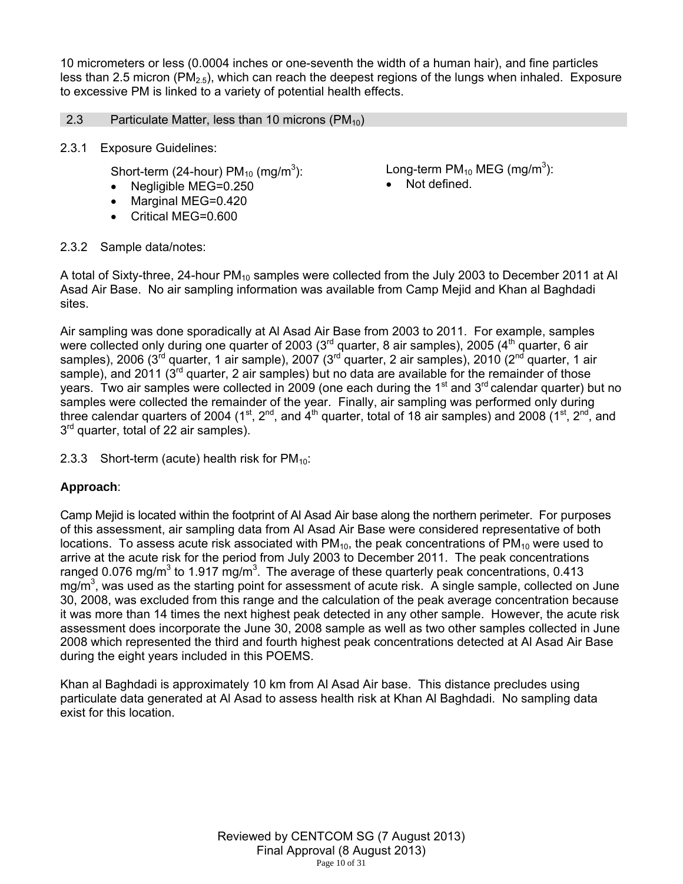10 micrometers or less (0.0004 inches or one-seventh the width of a human hair), and fine particles less than 2.5 micron ($PM_{2.5}$), which can reach the deepest regions of the lungs when inhaled. Exposure to excessive PM is linked to a variety of potential health effects.

## 2.3 Particulate Matter, less than 10 microns ($PM_{10}$)

### 2.3.1 Exposure Guidelines:

Short-term (24-hour) $PM_{10}$ ($mg/m^3$):

- Negligible MEG=0.250
- Marginal MEG=0.420
- Critical MEG=0.600

Long-term $PM_{10}$ MEG ($mg/m^3$):

- Not defined.

### 2.3.2 Sample data/notes:

A total of Sixty-three, 24-hour $PM_{10}$ samples were collected from the July 2003 to December 2011 at Al Asad Air Base. No air sampling information was available from Camp Mejid and Khan al Baghdadi sites.

Air sampling was done sporadically at Al Asad Air Base from 2003 to 2011. For example, samples were collected only during one quarter of 2003 (3rd quarter, 8 air samples), 2005 (4th quarter, 6 air samples), 2006 (3rd quarter, 1 air sample), 2007 (3rd quarter, 2 air samples), 2010 (2nd quarter, 1 air sample), and 2011 (3rd quarter, 2 air samples) but no data are available for the remainder of those years. Two air samples were collected in 2009 (one each during the 1st and 3rd calendar quarter) but no samples were collected the remainder of the year. Finally, air sampling was performed only during three calendar quarters of 2004 (1st, 2nd, and 4th quarter, total of 18 air samples) and 2008 (1st, 2nd, and 3rd quarter, total of 22 air samples).

### 2.3.3 Short-term (acute) health risk for $PM_{10}$:

**Approach**:

Camp Mejid is located within the footprint of Al Asad Air base along the northern perimeter. For purposes of this assessment, air sampling data from Al Asad Air Base were considered representative of both locations. To assess acute risk associated with $PM_{10}$, the peak concentrations of $PM_{10}$ were used to arrive at the acute risk for the period from July 2003 to December 2011. The peak concentrations ranged 0.076 $mg/m^3$ to 1.917 $mg/m^3$. The average of these quarterly peak concentrations, 0.413 $mg/m^3$, was used as the starting point for assessment of acute risk. A single sample, collected on June 30, 2008, was excluded from this range and the calculation of the peak average concentration because it was more than 14 times the next highest peak detected in any other sample. However, the acute risk assessment does incorporate the June 30, 2008 sample as well as two other samples collected in June 2008 which represented the third and fourth highest peak concentrations detected at Al Asad Air Base during the eight years included in this POEMS.

Khan al Baghdadi is approximately 10 km from Al Asad Air base. This distance precludes using particulate data generated at Al Asad to assess health risk at Khan Al Baghdadi. No sampling data exist for this location.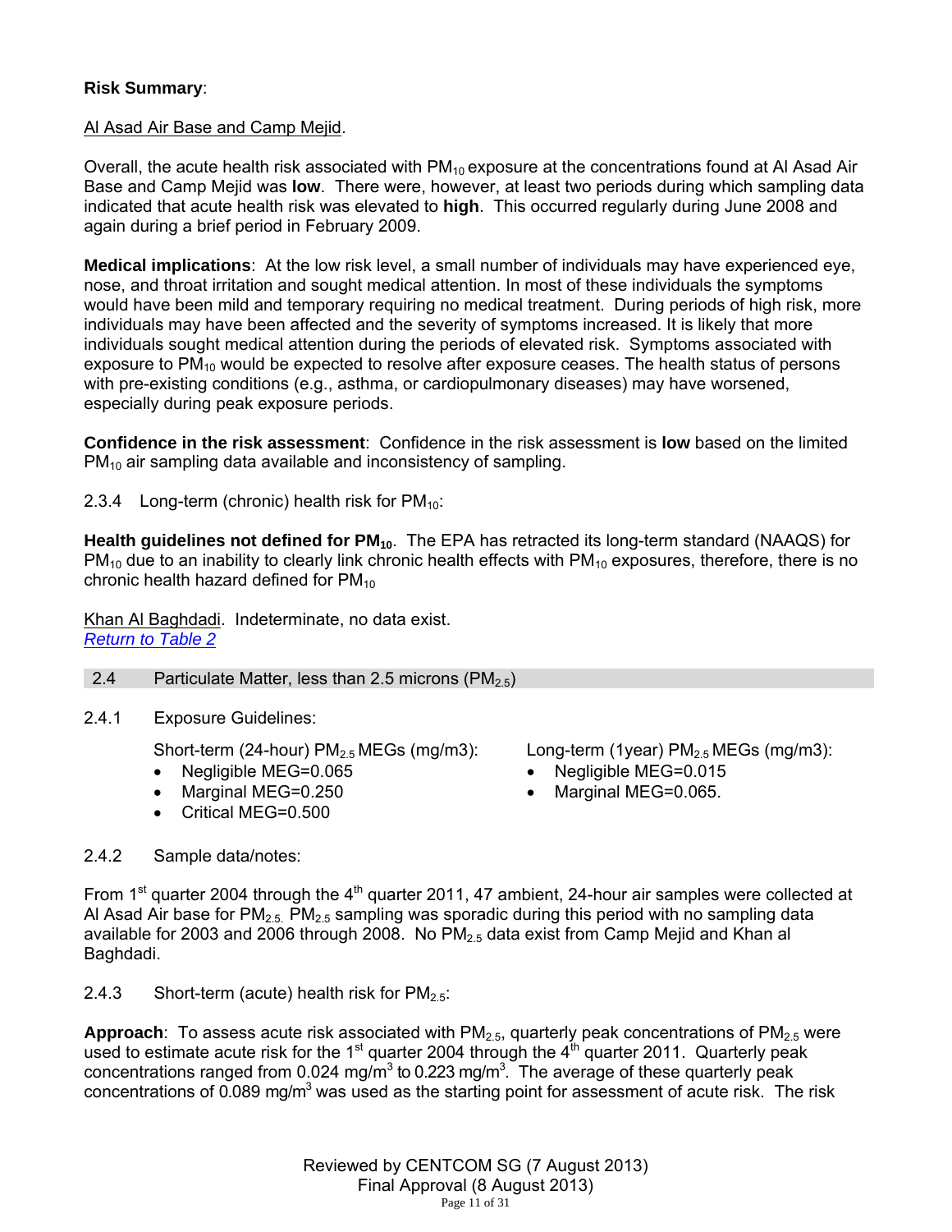**Risk Summary**:

Al Asad Air Base and Camp Mejid.

Overall, the acute health risk associated with $PM_{10}$ exposure at the concentrations found at Al Asad Air Base and Camp Mejid was **low**. There were, however, at least two periods during which sampling data indicated that acute health risk was elevated to **high**. This occurred regularly during June 2008 and again during a brief period in February 2009.

**Medical implications**: At the low risk level, a small number of individuals may have experienced eye, nose, and throat irritation and sought medical attention. In most of these individuals the symptoms would have been mild and temporary requiring no medical treatment. During periods of high risk, more individuals may have been affected and the severity of symptoms increased. It is likely that more individuals sought medical attention during the periods of elevated risk. Symptoms associated with exposure to $PM_{10}$ would be expected to resolve after exposure ceases. The health status of persons with pre-existing conditions (e.g., asthma, or cardiopulmonary diseases) may have worsened, especially during peak exposure periods.

**Confidence in the risk assessment**: Confidence in the risk assessment is **low** based on the limited $PM_{10}$ air sampling data available and inconsistency of sampling.

2.3.4 Long-term (chronic) health risk for $PM_{10}$:

**Health guidelines not defined for $PM_{10}$**. The EPA has retracted its long-term standard (NAAQS) for $PM_{10}$ due to an inability to clearly link chronic health effects with $PM_{10}$ exposures, therefore, there is no chronic health hazard defined for $PM_{10}$

Khan Al Baghdadi. Indeterminate, no data exist.
*Return to Table 2*

## 2.4 Particulate Matter, less than 2.5 microns ($PM_{2.5}$)

2.4.1 Exposure Guidelines:

Short-term (24-hour) $PM_{2.5}$ MEGs (mg/m3):
- Negligible MEG=0.065
- Marginal MEG=0.250
- Critical MEG=0.500

Long-term (1year) $PM_{2.5}$ MEGs (mg/m3):
- Negligible MEG=0.015
- Marginal MEG=0.065.

2.4.2 Sample data/notes:

From 1st quarter 2004 through the 4th quarter 2011, 47 ambient, 24-hour air samples were collected at Al Asad Air base for $PM_{2.5}$. $PM_{2.5}$ sampling was sporadic during this period with no sampling data available for 2003 and 2006 through 2008. No $PM_{2.5}$ data exist from Camp Mejid and Khan al Baghdadi.

2.4.3 Short-term (acute) health risk for $PM_{2.5}$:

**Approach**: To assess acute risk associated with $PM_{2.5}$, quarterly peak concentrations of $PM_{2.5}$ were used to estimate acute risk for the 1st quarter 2004 through the 4th quarter 2011. Quarterly peak concentrations ranged from 0.024 mg/m$^3$ to 0.223 mg/m$^3$. The average of these quarterly peak concentrations of 0.089 mg/m$^3$ was used as the starting point for assessment of acute risk. The risk

Reviewed by CENTCOM SG (7 August 2013)
Final Approval (8 August 2013)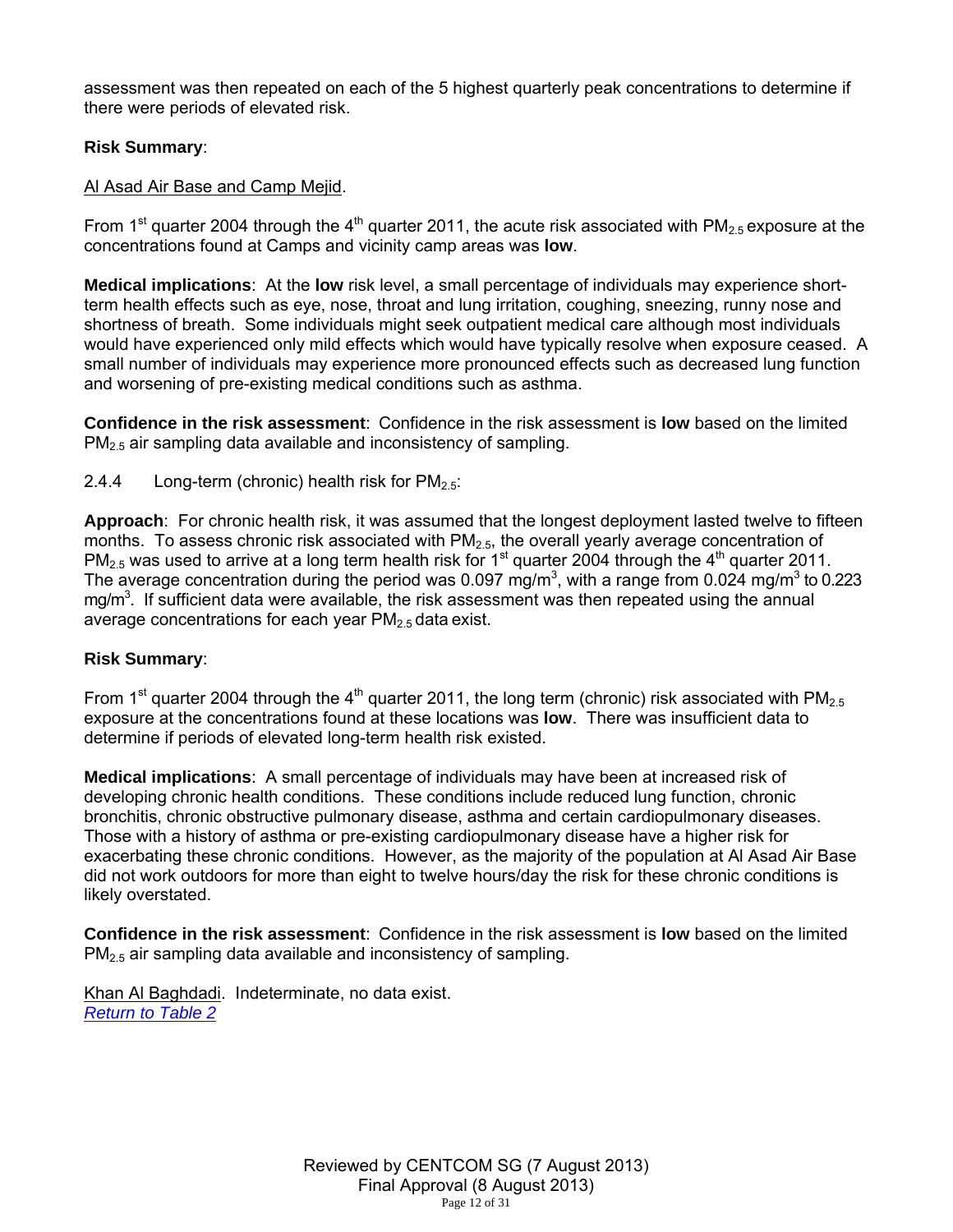assessment was then repeated on each of the 5 highest quarterly peak concentrations to determine if there were periods of elevated risk.

**Risk Summary**:

Al Asad Air Base and Camp Mejid.

From 1st quarter 2004 through the 4th quarter 2011, the acute risk associated with $PM_{2.5}$ exposure at the concentrations found at Camps and vicinity camp areas was **low**.

**Medical implications**: At the **low** risk level, a small percentage of individuals may experience short-term health effects such as eye, nose, throat and lung irritation, coughing, sneezing, runny nose and shortness of breath. Some individuals might seek outpatient medical care although most individuals would have experienced only mild effects which would have typically resolve when exposure ceased. A small number of individuals may experience more pronounced effects such as decreased lung function and worsening of pre-existing medical conditions such as asthma.

**Confidence in the risk assessment**: Confidence in the risk assessment is **low** based on the limited $PM_{2.5}$ air sampling data available and inconsistency of sampling.

2.4.4 Long-term (chronic) health risk for $PM_{2.5}$:

**Approach**: For chronic health risk, it was assumed that the longest deployment lasted twelve to fifteen months. To assess chronic risk associated with $PM_{2.5}$, the overall yearly average concentration of $PM_{2.5}$ was used to arrive at a long term health risk for 1st quarter 2004 through the 4th quarter 2011. The average concentration during the period was 0.097 $mg/m^3$, with a range from 0.024 $mg/m^3$ to 0.223 $mg/m^3$. If sufficient data were available, the risk assessment was then repeated using the annual average concentrations for each year $PM_{2.5}$ data exist.

**Risk Summary**:

From 1st quarter 2004 through the 4th quarter 2011, the long term (chronic) risk associated with $PM_{2.5}$ exposure at the concentrations found at these locations was **low**. There was insufficient data to determine if periods of elevated long-term health risk existed.

**Medical implications**: A small percentage of individuals may have been at increased risk of developing chronic health conditions. These conditions include reduced lung function, chronic bronchitis, chronic obstructive pulmonary disease, asthma and certain cardiopulmonary diseases. Those with a history of asthma or pre-existing cardiopulmonary disease have a higher risk for exacerbating these chronic conditions. However, as the majority of the population at Al Asad Air Base did not work outdoors for more than eight to twelve hours/day the risk for these chronic conditions is likely overstated.

**Confidence in the risk assessment**: Confidence in the risk assessment is **low** based on the limited $PM_{2.5}$ air sampling data available and inconsistency of sampling.

Khan Al Baghdadi. Indeterminate, no data exist.
*Return to Table 2*

Reviewed by CENTCOM SG (7 August 2013)
Final Approval (8 August 2013)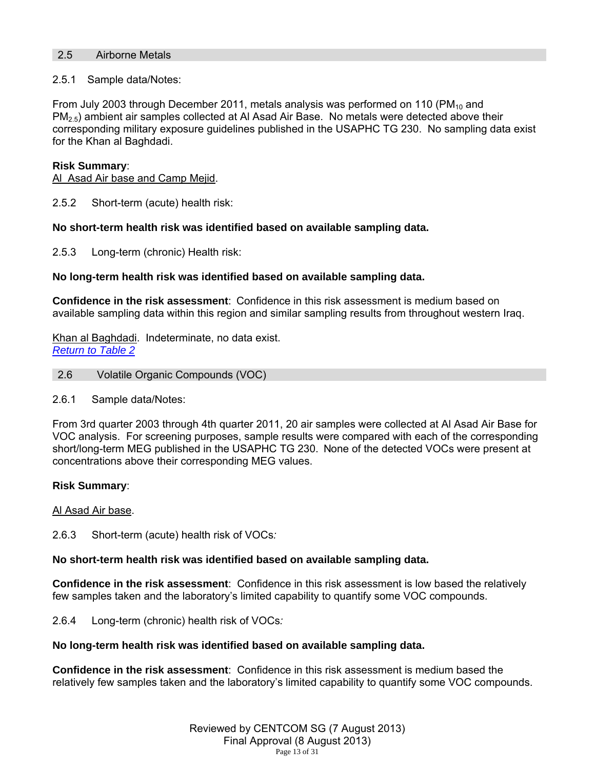## 2.5 Airborne Metals

2.5.1 Sample data/Notes:

From July 2003 through December 2011, metals analysis was performed on 110 ($PM_{10}$ and $PM_{2.5}$) ambient air samples collected at Al Asad Air Base. No metals were detected above their corresponding military exposure guidelines published in the USAPHC TG 230. No sampling data exist for the Khan al Baghdadi.

**Risk Summary**:
Al Asad Air base and Camp Mejid.

2.5.2 Short-term (acute) health risk:

**No short-term health risk was identified based on available sampling data.**

2.5.3 Long-term (chronic) Health risk:

**No long-term health risk was identified based on available sampling data.**

**Confidence in the risk assessment**: Confidence in this risk assessment is medium based on available sampling data within this region and similar sampling results from throughout western Iraq.

Khan al Baghdadi. Indeterminate, no data exist.
*Return to Table 2*

## 2.6 Volatile Organic Compounds (VOC)

2.6.1 Sample data/Notes:

From 3rd quarter 2003 through 4th quarter 2011, 20 air samples were collected at Al Asad Air Base for VOC analysis. For screening purposes, sample results were compared with each of the corresponding short/long-term MEG published in the USAPHC TG 230. None of the detected VOCs were present at concentrations above their corresponding MEG values.

**Risk Summary**:

Al Asad Air base.

2.6.3 Short-term (acute) health risk of VOCs*:*

**No short-term health risk was identified based on available sampling data.**

**Confidence in the risk assessment**: Confidence in this risk assessment is low based the relatively few samples taken and the laboratory's limited capability to quantify some VOC compounds.

2.6.4 Long-term (chronic) health risk of VOCs*:*

**No long-term health risk was identified based on available sampling data.**

**Confidence in the risk assessment**: Confidence in this risk assessment is medium based the relatively few samples taken and the laboratory's limited capability to quantify some VOC compounds.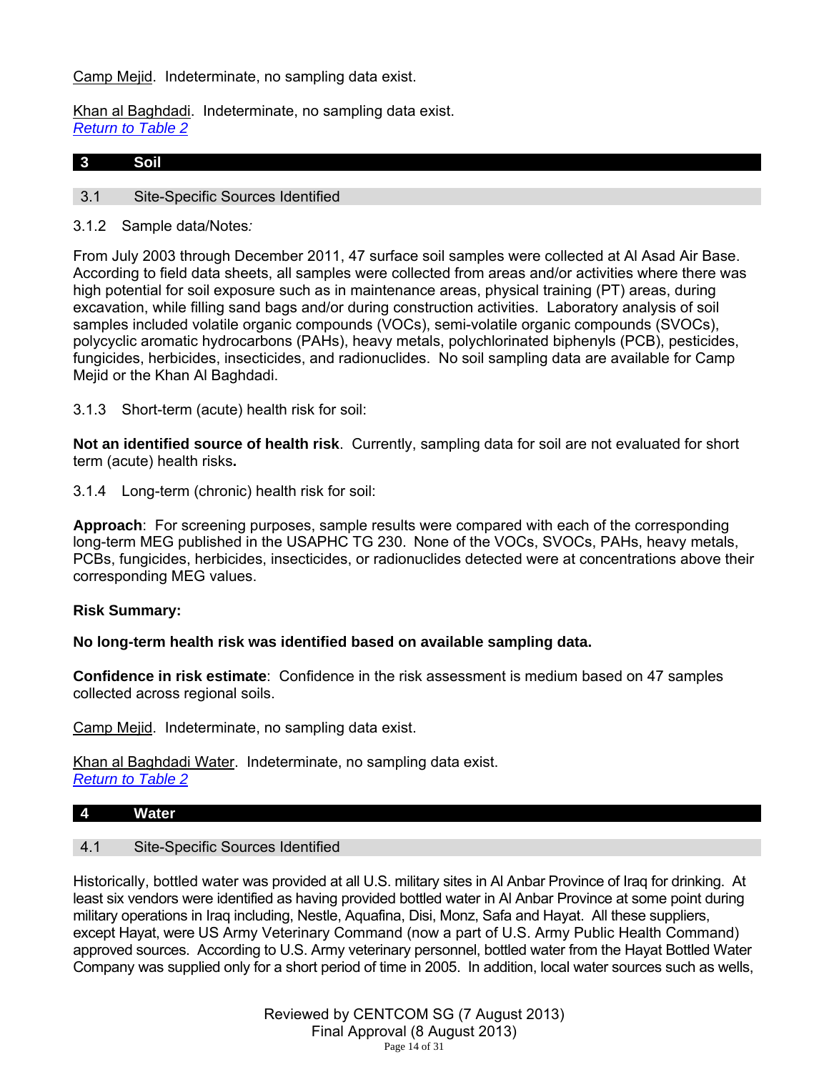<u>Camp Mejid</u>. Indeterminate, no sampling data exist.

<u>Khan al Baghdadi</u>. Indeterminate, no sampling data exist.
*Return to Table 2*

## 3 Soil

### 3.1 Site-Specific Sources Identified

3.1.2 Sample data/Notes*:*

From July 2003 through December 2011, 47 surface soil samples were collected at Al Asad Air Base. According to field data sheets, all samples were collected from areas and/or activities where there was high potential for soil exposure such as in maintenance areas, physical training (PT) areas, during excavation, while filling sand bags and/or during construction activities. Laboratory analysis of soil samples included volatile organic compounds (VOCs), semi-volatile organic compounds (SVOCs), polycyclic aromatic hydrocarbons (PAHs), heavy metals, polychlorinated biphenyls (PCB), pesticides, fungicides, herbicides, insecticides, and radionuclides. No soil sampling data are available for Camp Mejid or the Khan Al Baghdadi.

3.1.3 Short-term (acute) health risk for soil:

**Not an identified source of health risk**. Currently, sampling data for soil are not evaluated for short term (acute) health risks**.**

3.1.4 Long-term (chronic) health risk for soil:

**Approach**: For screening purposes, sample results were compared with each of the corresponding long-term MEG published in the USAPHC TG 230. None of the VOCs, SVOCs, PAHs, heavy metals, PCBs, fungicides, herbicides, insecticides, or radionuclides detected were at concentrations above their corresponding MEG values.

**Risk Summary:**

**No long-term health risk was identified based on available sampling data.**

**Confidence in risk estimate**: Confidence in the risk assessment is medium based on 47 samples collected across regional soils.

<u>Camp Mejid</u>. Indeterminate, no sampling data exist.

<u>Khan al Baghdadi Water</u>. Indeterminate, no sampling data exist.
*Return to Table 2*

## 4 Water

### 4.1 Site-Specific Sources Identified

Historically, bottled water was provided at all U.S. military sites in Al Anbar Province of Iraq for drinking. At least six vendors were identified as having provided bottled water in Al Anbar Province at some point during military operations in Iraq including, Nestle, Aquafina, Disi, Monz, Safa and Hayat. All these suppliers, except Hayat, were US Army Veterinary Command (now a part of U.S. Army Public Health Command) approved sources. According to U.S. Army veterinary personnel, bottled water from the Hayat Bottled Water Company was supplied only for a short period of time in 2005. In addition, local water sources such as wells,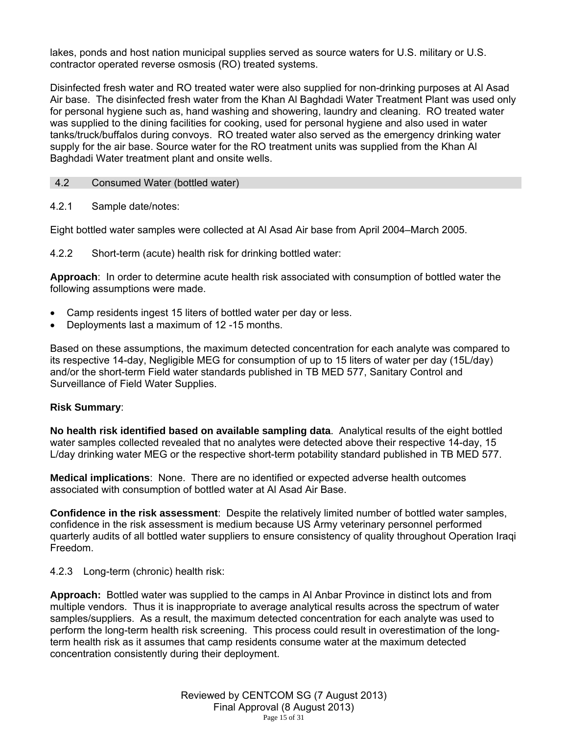lakes, ponds and host nation municipal supplies served as source waters for U.S. military or U.S. contractor operated reverse osmosis (RO) treated systems.

Disinfected fresh water and RO treated water were also supplied for non-drinking purposes at Al Asad Air base. The disinfected fresh water from the Khan Al Baghdadi Water Treatment Plant was used only for personal hygiene such as, hand washing and showering, laundry and cleaning. RO treated water was supplied to the dining facilities for cooking, used for personal hygiene and also used in water tanks/truck/buffalos during convoys. RO treated water also served as the emergency drinking water supply for the air base. Source water for the RO treatment units was supplied from the Khan Al Baghdadi Water treatment plant and onsite wells.

## 4.2 Consumed Water (bottled water)

### 4.2.1 Sample date/notes:

Eight bottled water samples were collected at Al Asad Air base from April 2004–March 2005.

### 4.2.2 Short-term (acute) health risk for drinking bottled water:

**Approach**: In order to determine acute health risk associated with consumption of bottled water the following assumptions were made.

- Camp residents ingest 15 liters of bottled water per day or less.
- Deployments last a maximum of 12 -15 months.

Based on these assumptions, the maximum detected concentration for each analyte was compared to its respective 14-day, Negligible MEG for consumption of up to 15 liters of water per day (15L/day) and/or the short-term Field water standards published in TB MED 577, Sanitary Control and Surveillance of Field Water Supplies.

**Risk Summary**:

**No health risk identified based on available sampling data**. Analytical results of the eight bottled water samples collected revealed that no analytes were detected above their respective 14-day, 15 L/day drinking water MEG or the respective short-term potability standard published in TB MED 577.

**Medical implications**: None. There are no identified or expected adverse health outcomes associated with consumption of bottled water at Al Asad Air Base.

**Confidence in the risk assessment**: Despite the relatively limited number of bottled water samples, confidence in the risk assessment is medium because US Army veterinary personnel performed quarterly audits of all bottled water suppliers to ensure consistency of quality throughout Operation Iraqi Freedom.

### 4.2.3 Long-term (chronic) health risk:

**Approach:** Bottled water was supplied to the camps in Al Anbar Province in distinct lots and from multiple vendors. Thus it is inappropriate to average analytical results across the spectrum of water samples/suppliers. As a result, the maximum detected concentration for each analyte was used to perform the long-term health risk screening. This process could result in overestimation of the long-term health risk as it assumes that camp residents consume water at the maximum detected concentration consistently during their deployment.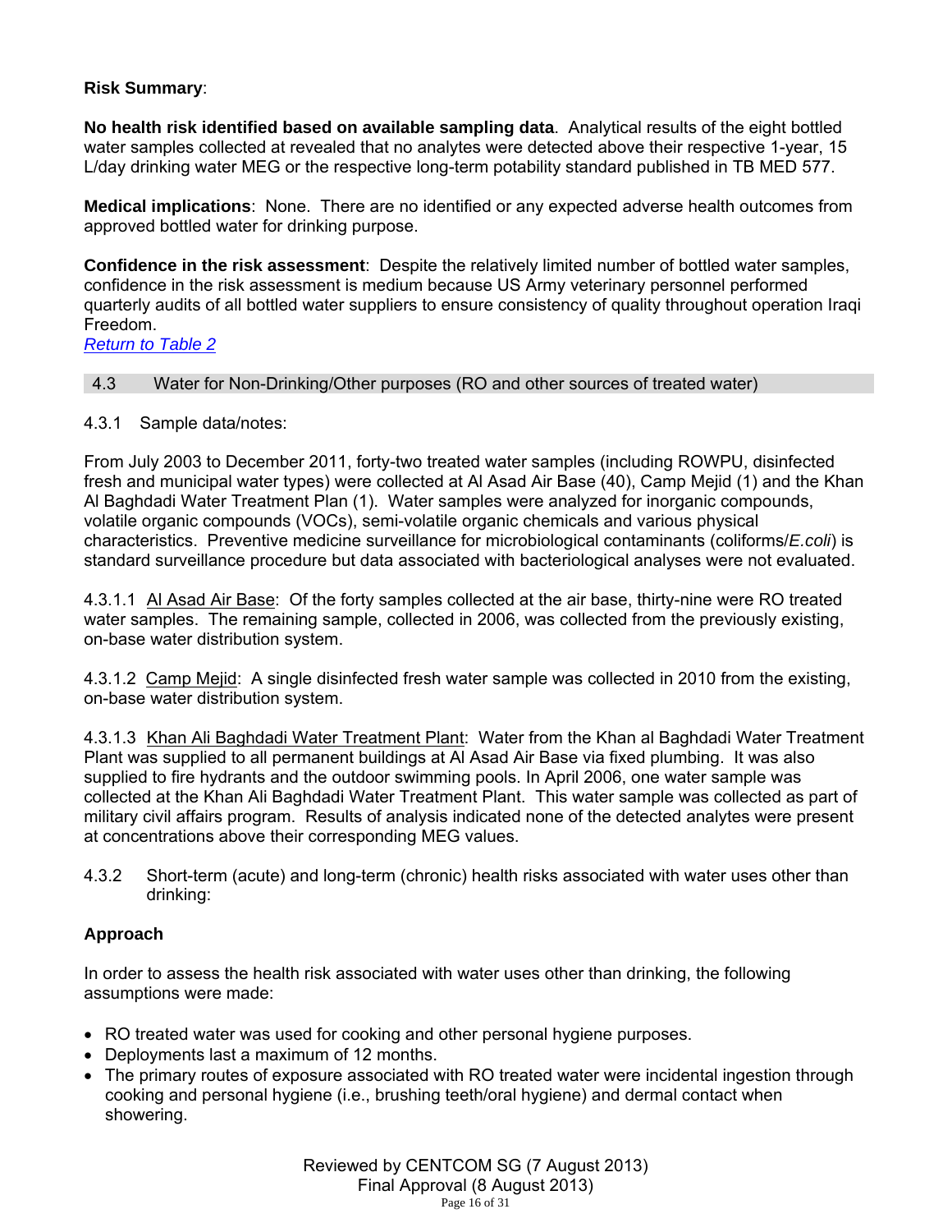**Risk Summary**:

**No health risk identified based on available sampling data**. Analytical results of the eight bottled water samples collected at revealed that no analytes were detected above their respective 1-year, 15 L/day drinking water MEG or the respective long-term potability standard published in TB MED 577.

**Medical implications**: None. There are no identified or any expected adverse health outcomes from approved bottled water for drinking purpose.

**Confidence in the risk assessment**: Despite the relatively limited number of bottled water samples, confidence in the risk assessment is medium because US Army veterinary personnel performed quarterly audits of all bottled water suppliers to ensure consistency of quality throughout operation Iraqi Freedom.

*Return to Table 2*

## 4.3 Water for Non-Drinking/Other purposes (RO and other sources of treated water)

4.3.1 Sample data/notes:

From July 2003 to December 2011, forty-two treated water samples (including ROWPU, disinfected fresh and municipal water types) were collected at Al Asad Air Base (40), Camp Mejid (1) and the Khan Al Baghdadi Water Treatment Plan (1). Water samples were analyzed for inorganic compounds, volatile organic compounds (VOCs), semi-volatile organic chemicals and various physical characteristics. Preventive medicine surveillance for microbiological contaminants (coliforms/*E.coli*) is standard surveillance procedure but data associated with bacteriological analyses were not evaluated.

4.3.1.1 Al Asad Air Base: Of the forty samples collected at the air base, thirty-nine were RO treated water samples. The remaining sample, collected in 2006, was collected from the previously existing, on-base water distribution system.

4.3.1.2 Camp Mejid: A single disinfected fresh water sample was collected in 2010 from the existing, on-base water distribution system.

4.3.1.3 Khan Ali Baghdadi Water Treatment Plant: Water from the Khan al Baghdadi Water Treatment Plant was supplied to all permanent buildings at Al Asad Air Base via fixed plumbing. It was also supplied to fire hydrants and the outdoor swimming pools. In April 2006, one water sample was collected at the Khan Ali Baghdadi Water Treatment Plant. This water sample was collected as part of military civil affairs program. Results of analysis indicated none of the detected analytes were present at concentrations above their corresponding MEG values.

4.3.2 Short-term (acute) and long-term (chronic) health risks associated with water uses other than drinking:

**Approach**

In order to assess the health risk associated with water uses other than drinking, the following assumptions were made:

- RO treated water was used for cooking and other personal hygiene purposes.
- Deployments last a maximum of 12 months.
- The primary routes of exposure associated with RO treated water were incidental ingestion through cooking and personal hygiene (i.e., brushing teeth/oral hygiene) and dermal contact when showering.

Reviewed by CENTCOM SG (7 August 2013)
Final Approval (8 August 2013)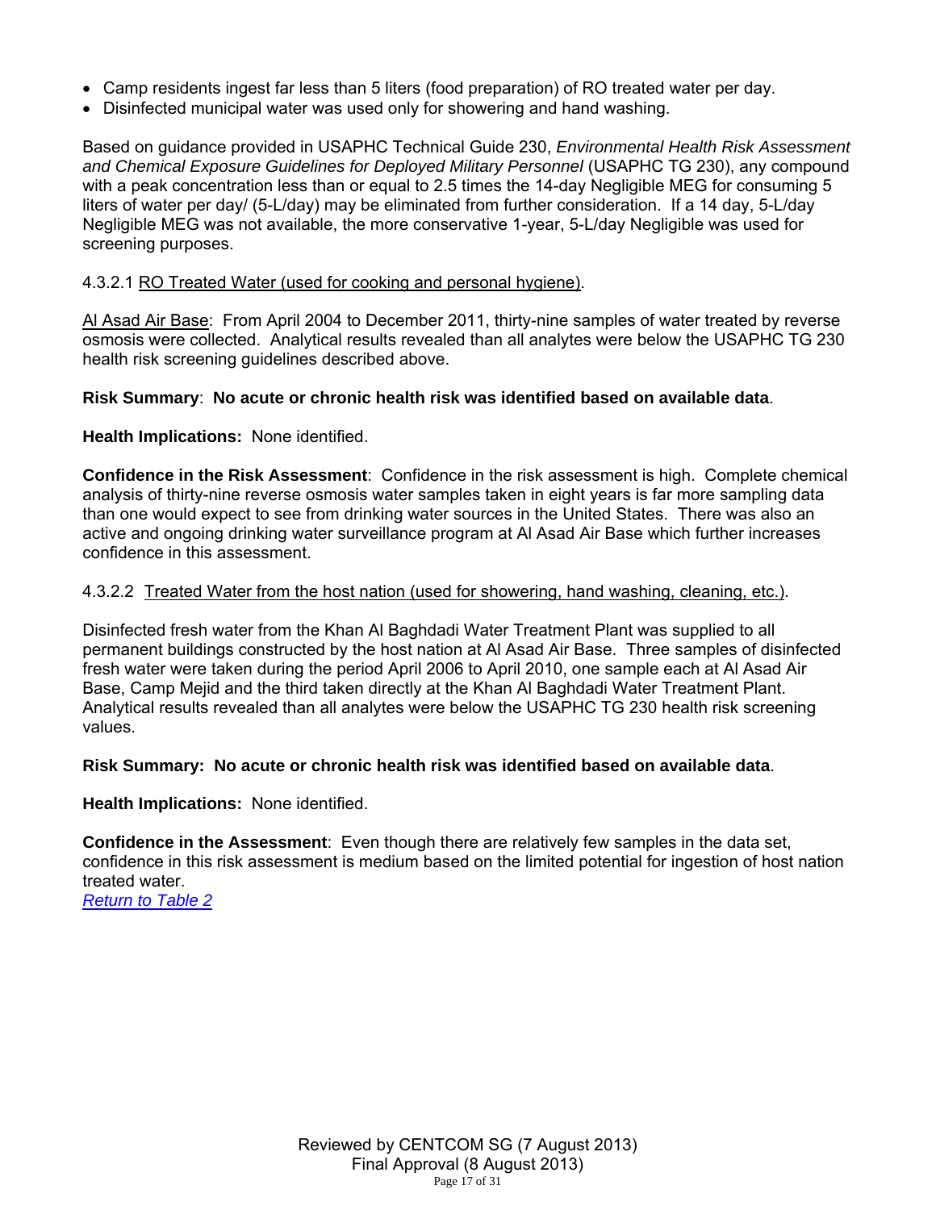- Camp residents ingest far less than 5 liters (food preparation) of RO treated water per day.
- Disinfected municipal water was used only for showering and hand washing.

Based on guidance provided in USAPHC Technical Guide 230, *Environmental Health Risk Assessment and Chemical Exposure Guidelines for Deployed Military Personnel* (USAPHC TG 230), any compound with a peak concentration less than or equal to 2.5 times the 14-day Negligible MEG for consuming 5 liters of water per day/ (5-L/day) may be eliminated from further consideration. If a 14 day, 5-L/day Negligible MEG was not available, the more conservative 1-year, 5-L/day Negligible was used for screening purposes.

4.3.2.1 RO Treated Water (used for cooking and personal hygiene).

Al Asad Air Base: From April 2004 to December 2011, thirty-nine samples of water treated by reverse osmosis were collected. Analytical results revealed than all analytes were below the USAPHC TG 230 health risk screening guidelines described above.

**Risk Summary**: **No acute or chronic health risk was identified based on available data**.

**Health Implications:** None identified.

**Confidence in the Risk Assessment**: Confidence in the risk assessment is high. Complete chemical analysis of thirty-nine reverse osmosis water samples taken in eight years is far more sampling data than one would expect to see from drinking water sources in the United States. There was also an active and ongoing drinking water surveillance program at Al Asad Air Base which further increases confidence in this assessment.

4.3.2.2 Treated Water from the host nation (used for showering, hand washing, cleaning, etc.).

Disinfected fresh water from the Khan Al Baghdadi Water Treatment Plant was supplied to all permanent buildings constructed by the host nation at Al Asad Air Base. Three samples of disinfected fresh water were taken during the period April 2006 to April 2010, one sample each at Al Asad Air Base, Camp Mejid and the third taken directly at the Khan Al Baghdadi Water Treatment Plant. Analytical results revealed than all analytes were below the USAPHC TG 230 health risk screening values.

**Risk Summary: No acute or chronic health risk was identified based on available data**.

**Health Implications:** None identified.

**Confidence in the Assessment**: Even though there are relatively few samples in the data set, confidence in this risk assessment is medium based on the limited potential for ingestion of host nation treated water.

*Return to Table 2*

Reviewed by CENTCOM SG (7 August 2013)
Final Approval (8 August 2013)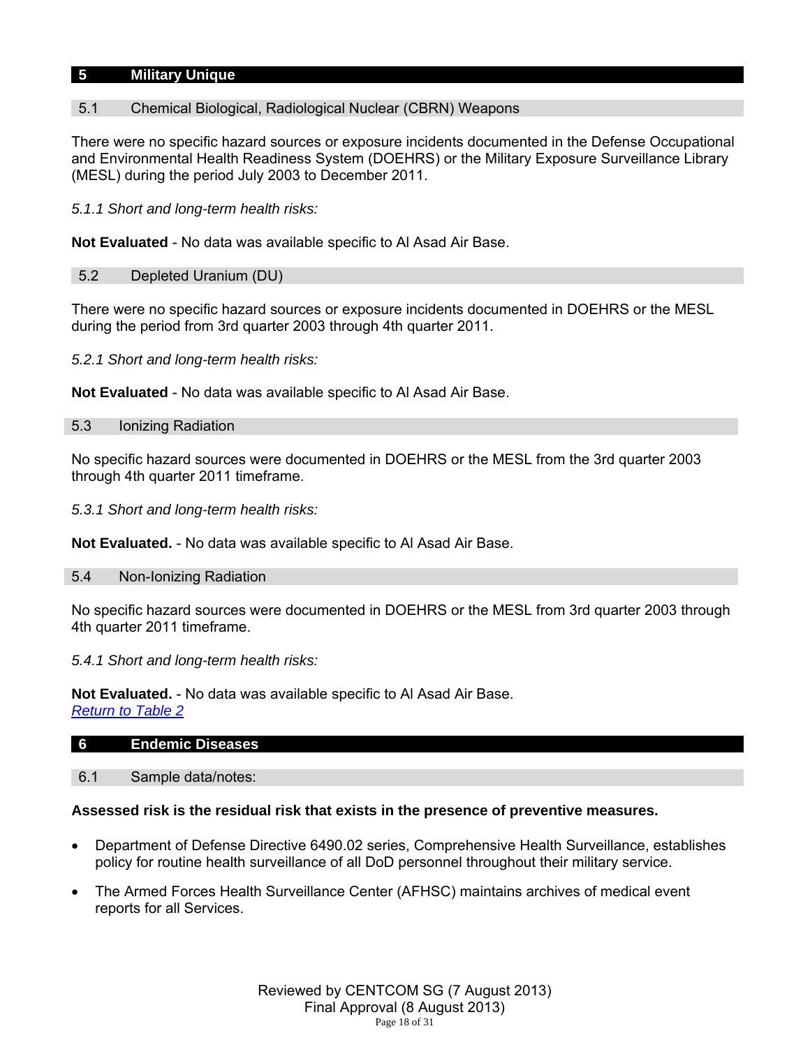## 5 Military Unique

### 5.1 Chemical Biological, Radiological Nuclear (CBRN) Weapons

There were no specific hazard sources or exposure incidents documented in the Defense Occupational and Environmental Health Readiness System (DOEHRS) or the Military Exposure Surveillance Library (MESL) during the period July 2003 to December 2011.

*5.1.1 Short and long-term health risks:*

**Not Evaluated** - No data was available specific to Al Asad Air Base.

### 5.2 Depleted Uranium (DU)

There were no specific hazard sources or exposure incidents documented in DOEHRS or the MESL during the period from 3rd quarter 2003 through 4th quarter 2011.

*5.2.1 Short and long-term health risks:*

**Not Evaluated** - No data was available specific to Al Asad Air Base.

### 5.3 Ionizing Radiation

No specific hazard sources were documented in DOEHRS or the MESL from the 3rd quarter 2003 through 4th quarter 2011 timeframe.

*5.3.1 Short and long-term health risks:*

**Not Evaluated.** - No data was available specific to Al Asad Air Base.

### 5.4 Non-Ionizing Radiation

No specific hazard sources were documented in DOEHRS or the MESL from 3rd quarter 2003 through 4th quarter 2011 timeframe.

*5.4.1 Short and long-term health risks:*

**Not Evaluated.** - No data was available specific to Al Asad Air Base.
*Return to Table 2*

## 6 Endemic Diseases

### 6.1 Sample data/notes:

**Assessed risk is the residual risk that exists in the presence of preventive measures.**

- Department of Defense Directive 6490.02 series, Comprehensive Health Surveillance, establishes policy for routine health surveillance of all DoD personnel throughout their military service.
- The Armed Forces Health Surveillance Center (AFHSC) maintains archives of medical event reports for all Services.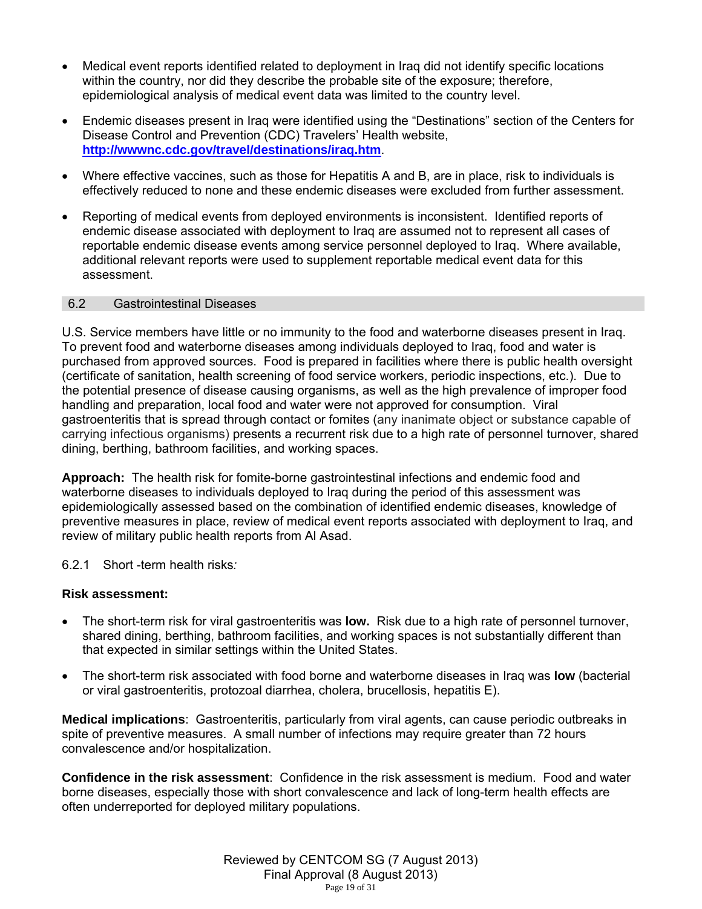- Medical event reports identified related to deployment in Iraq did not identify specific locations within the country, nor did they describe the probable site of the exposure; therefore, epidemiological analysis of medical event data was limited to the country level.
- Endemic diseases present in Iraq were identified using the "Destinations" section of the Centers for Disease Control and Prevention (CDC) Travelers' Health website, **http://wwwnc.cdc.gov/travel/destinations/iraq.htm**.
- Where effective vaccines, such as those for Hepatitis A and B, are in place, risk to individuals is effectively reduced to none and these endemic diseases were excluded from further assessment.
- Reporting of medical events from deployed environments is inconsistent. Identified reports of endemic disease associated with deployment to Iraq are assumed not to represent all cases of reportable endemic disease events among service personnel deployed to Iraq. Where available, additional relevant reports were used to supplement reportable medical event data for this assessment.

## 6.2 Gastrointestinal Diseases

U.S. Service members have little or no immunity to the food and waterborne diseases present in Iraq. To prevent food and waterborne diseases among individuals deployed to Iraq, food and water is purchased from approved sources. Food is prepared in facilities where there is public health oversight (certificate of sanitation, health screening of food service workers, periodic inspections, etc.). Due to the potential presence of disease causing organisms, as well as the high prevalence of improper food handling and preparation, local food and water were not approved for consumption. Viral gastroenteritis that is spread through contact or fomites (any inanimate object or substance capable of carrying infectious organisms) presents a recurrent risk due to a high rate of personnel turnover, shared dining, berthing, bathroom facilities, and working spaces.

**Approach:** The health risk for fomite-borne gastrointestinal infections and endemic food and waterborne diseases to individuals deployed to Iraq during the period of this assessment was epidemiologically assessed based on the combination of identified endemic diseases, knowledge of preventive measures in place, review of medical event reports associated with deployment to Iraq, and review of military public health reports from Al Asad.

### 6.2.1 Short -term health risks*:*

**Risk assessment:**

- The short-term risk for viral gastroenteritis was **low.** Risk due to a high rate of personnel turnover, shared dining, berthing, bathroom facilities, and working spaces is not substantially different than that expected in similar settings within the United States.
- The short-term risk associated with food borne and waterborne diseases in Iraq was **low** (bacterial or viral gastroenteritis, protozoal diarrhea, cholera, brucellosis, hepatitis E).

**Medical implications**: Gastroenteritis, particularly from viral agents, can cause periodic outbreaks in spite of preventive measures. A small number of infections may require greater than 72 hours convalescence and/or hospitalization.

**Confidence in the risk assessment**: Confidence in the risk assessment is medium. Food and water borne diseases, especially those with short convalescence and lack of long-term health effects are often underreported for deployed military populations.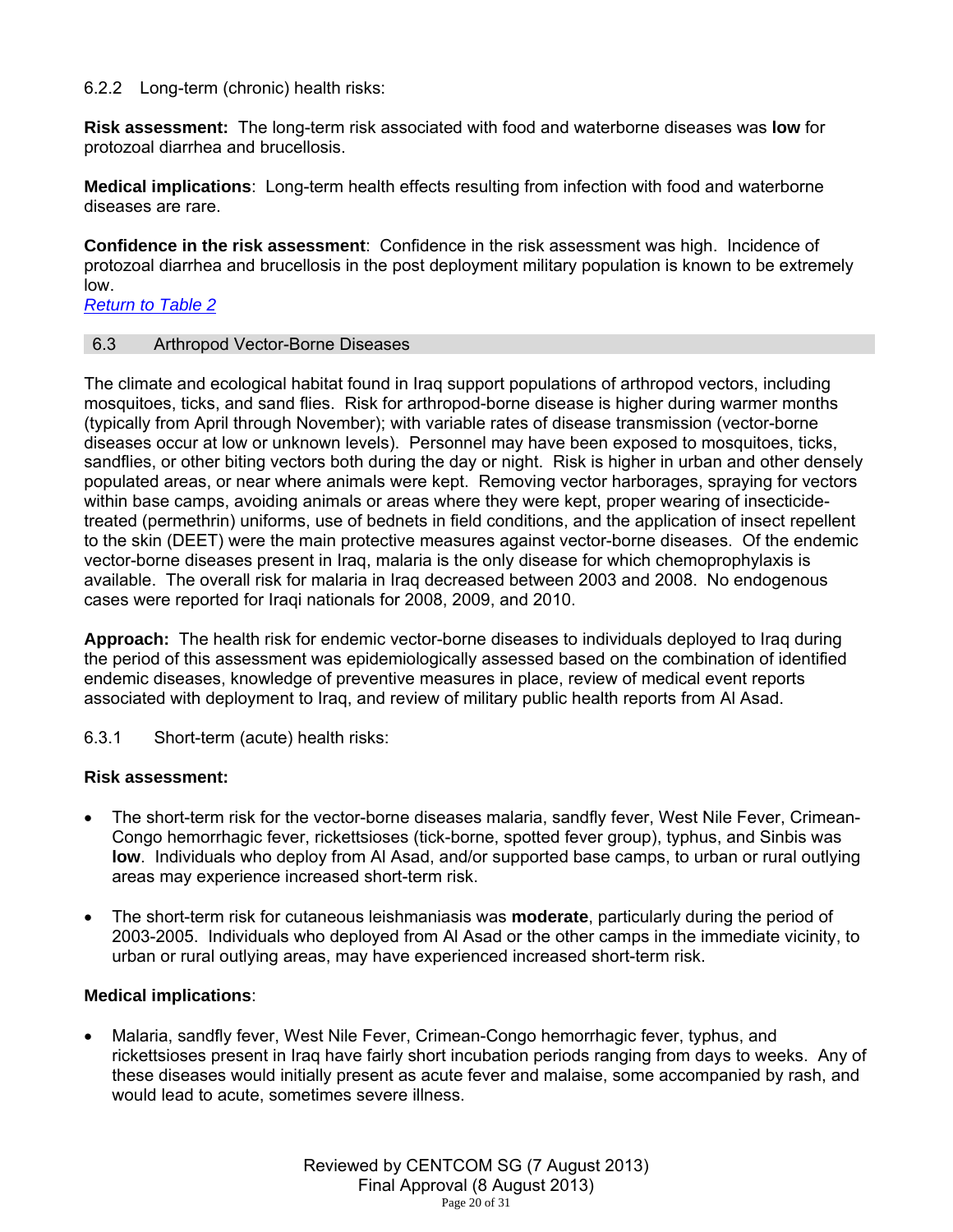#### 6.2.2 Long-term (chronic) health risks:

**Risk assessment:** The long-term risk associated with food and waterborne diseases was **low** for protozoal diarrhea and brucellosis.

**Medical implications**: Long-term health effects resulting from infection with food and waterborne diseases are rare.

**Confidence in the risk assessment**: Confidence in the risk assessment was high. Incidence of protozoal diarrhea and brucellosis in the post deployment military population is known to be extremely low.

*Return to Table 2*

### 6.3 Arthropod Vector-Borne Diseases

The climate and ecological habitat found in Iraq support populations of arthropod vectors, including mosquitoes, ticks, and sand flies. Risk for arthropod-borne disease is higher during warmer months (typically from April through November); with variable rates of disease transmission (vector-borne diseases occur at low or unknown levels). Personnel may have been exposed to mosquitoes, ticks, sandflies, or other biting vectors both during the day or night. Risk is higher in urban and other densely populated areas, or near where animals were kept. Removing vector harborages, spraying for vectors within base camps, avoiding animals or areas where they were kept, proper wearing of insecticide-treated (permethrin) uniforms, use of bednets in field conditions, and the application of insect repellent to the skin (DEET) were the main protective measures against vector-borne diseases. Of the endemic vector-borne diseases present in Iraq, malaria is the only disease for which chemoprophylaxis is available. The overall risk for malaria in Iraq decreased between 2003 and 2008. No endogenous cases were reported for Iraqi nationals for 2008, 2009, and 2010.

**Approach:** The health risk for endemic vector-borne diseases to individuals deployed to Iraq during the period of this assessment was epidemiologically assessed based on the combination of identified endemic diseases, knowledge of preventive measures in place, review of medical event reports associated with deployment to Iraq, and review of military public health reports from Al Asad.

#### 6.3.1 Short-term (acute) health risks:

**Risk assessment:**

- The short-term risk for the vector-borne diseases malaria, sandfly fever, West Nile Fever, Crimean-Congo hemorrhagic fever, rickettsioses (tick-borne, spotted fever group), typhus, and Sinbis was **low**. Individuals who deploy from Al Asad, and/or supported base camps, to urban or rural outlying areas may experience increased short-term risk.
- The short-term risk for cutaneous leishmaniasis was **moderate**, particularly during the period of 2003-2005. Individuals who deployed from Al Asad or the other camps in the immediate vicinity, to urban or rural outlying areas, may have experienced increased short-term risk.

**Medical implications**:

- Malaria, sandfly fever, West Nile Fever, Crimean-Congo hemorrhagic fever, typhus, and rickettsioses present in Iraq have fairly short incubation periods ranging from days to weeks. Any of these diseases would initially present as acute fever and malaise, some accompanied by rash, and would lead to acute, sometimes severe illness.

Reviewed by CENTCOM SG (7 August 2013)
Final Approval (8 August 2013)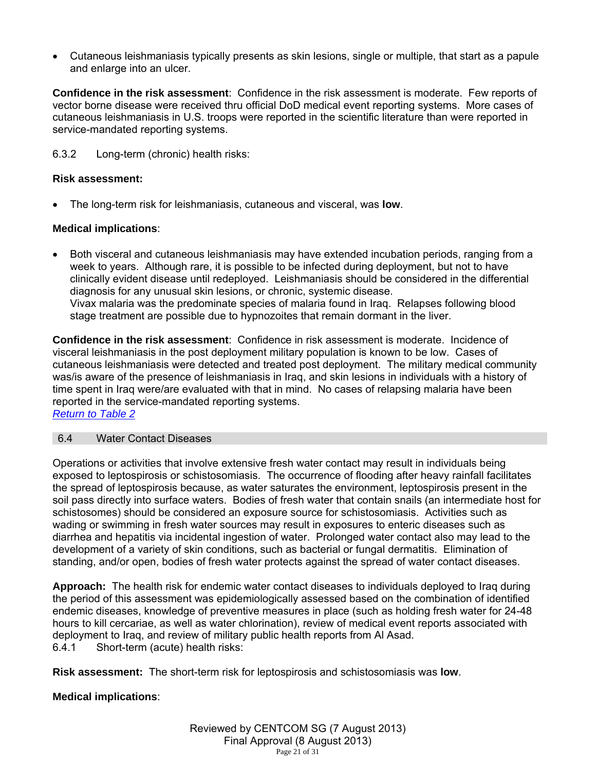- Cutaneous leishmaniasis typically presents as skin lesions, single or multiple, that start as a papule and enlarge into an ulcer.

**Confidence in the risk assessment**: Confidence in the risk assessment is moderate. Few reports of vector borne disease were received thru official DoD medical event reporting systems. More cases of cutaneous leishmaniasis in U.S. troops were reported in the scientific literature than were reported in service-mandated reporting systems.

6.3.2 Long-term (chronic) health risks:

**Risk assessment:**

- The long-term risk for leishmaniasis, cutaneous and visceral, was **low**.

**Medical implications**:

- Both visceral and cutaneous leishmaniasis may have extended incubation periods, ranging from a week to years. Although rare, it is possible to be infected during deployment, but not to have clinically evident disease until redeployed. Leishmaniasis should be considered in the differential diagnosis for any unusual skin lesions, or chronic, systemic disease.
  Vivax malaria was the predominate species of malaria found in Iraq. Relapses following blood stage treatment are possible due to hypnozoites that remain dormant in the liver.

**Confidence in the risk assessment**: Confidence in risk assessment is moderate. Incidence of visceral leishmaniasis in the post deployment military population is known to be low. Cases of cutaneous leishmaniasis were detected and treated post deployment. The military medical community was/is aware of the presence of leishmaniasis in Iraq, and skin lesions in individuals with a history of time spent in Iraq were/are evaluated with that in mind. No cases of relapsing malaria have been reported in the service-mandated reporting systems.
*Return to Table 2*

## 6.4 Water Contact Diseases

Operations or activities that involve extensive fresh water contact may result in individuals being exposed to leptospirosis or schistosomiasis. The occurrence of flooding after heavy rainfall facilitates the spread of leptospirosis because, as water saturates the environment, leptospirosis present in the soil pass directly into surface waters. Bodies of fresh water that contain snails (an intermediate host for schistosomes) should be considered an exposure source for schistosomiasis. Activities such as wading or swimming in fresh water sources may result in exposures to enteric diseases such as diarrhea and hepatitis via incidental ingestion of water. Prolonged water contact also may lead to the development of a variety of skin conditions, such as bacterial or fungal dermatitis. Elimination of standing, and/or open, bodies of fresh water protects against the spread of water contact diseases.

**Approach:** The health risk for endemic water contact diseases to individuals deployed to Iraq during the period of this assessment was epidemiologically assessed based on the combination of identified endemic diseases, knowledge of preventive measures in place (such as holding fresh water for 24-48 hours to kill cercariae, as well as water chlorination), review of medical event reports associated with deployment to Iraq, and review of military public health reports from Al Asad.

6.4.1 Short-term (acute) health risks:

**Risk assessment:** The short-term risk for leptospirosis and schistosomiasis was **low**.

**Medical implications**: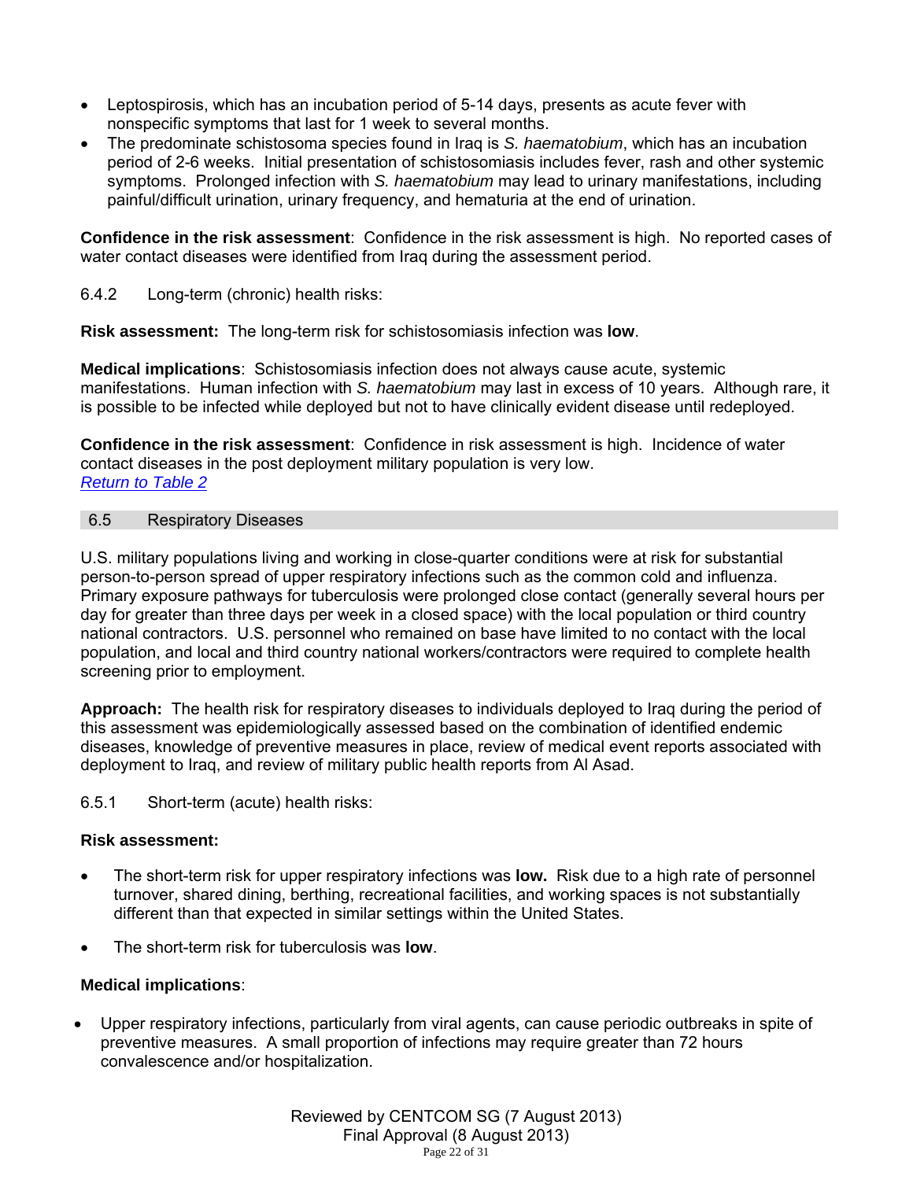- Leptospirosis, which has an incubation period of 5-14 days, presents as acute fever with nonspecific symptoms that last for 1 week to several months.
- The predominate schistosoma species found in Iraq is *S. haematobium*, which has an incubation period of 2-6 weeks. Initial presentation of schistosomiasis includes fever, rash and other systemic symptoms. Prolonged infection with *S. haematobium* may lead to urinary manifestations, including painful/difficult urination, urinary frequency, and hematuria at the end of urination.

**Confidence in the risk assessment**: Confidence in the risk assessment is high. No reported cases of water contact diseases were identified from Iraq during the assessment period.

6.4.2 Long-term (chronic) health risks:

**Risk assessment:** The long-term risk for schistosomiasis infection was **low**.

**Medical implications**: Schistosomiasis infection does not always cause acute, systemic manifestations. Human infection with *S. haematobium* may last in excess of 10 years. Although rare, it is possible to be infected while deployed but not to have clinically evident disease until redeployed.

**Confidence in the risk assessment**: Confidence in risk assessment is high. Incidence of water contact diseases in the post deployment military population is very low.
*Return to Table 2*

## 6.5 Respiratory Diseases

U.S. military populations living and working in close-quarter conditions were at risk for substantial person-to-person spread of upper respiratory infections such as the common cold and influenza. Primary exposure pathways for tuberculosis were prolonged close contact (generally several hours per day for greater than three days per week in a closed space) with the local population or third country national contractors. U.S. personnel who remained on base have limited to no contact with the local population, and local and third country national workers/contractors were required to complete health screening prior to employment.

**Approach:** The health risk for respiratory diseases to individuals deployed to Iraq during the period of this assessment was epidemiologically assessed based on the combination of identified endemic diseases, knowledge of preventive measures in place, review of medical event reports associated with deployment to Iraq, and review of military public health reports from Al Asad.

6.5.1 Short-term (acute) health risks:

**Risk assessment:**

- The short-term risk for upper respiratory infections was **low.** Risk due to a high rate of personnel turnover, shared dining, berthing, recreational facilities, and working spaces is not substantially different than that expected in similar settings within the United States.
- The short-term risk for tuberculosis was **low**.

**Medical implications**:

- Upper respiratory infections, particularly from viral agents, can cause periodic outbreaks in spite of preventive measures. A small proportion of infections may require greater than 72 hours convalescence and/or hospitalization.

Reviewed by CENTCOM SG (7 August 2013)
Final Approval (8 August 2013)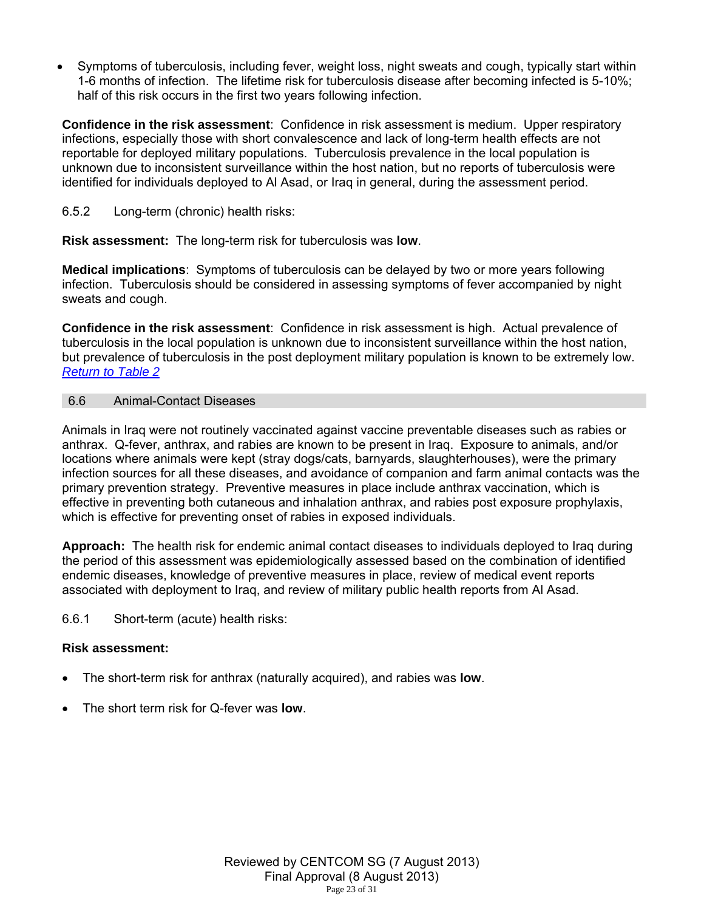- Symptoms of tuberculosis, including fever, weight loss, night sweats and cough, typically start within 1-6 months of infection. The lifetime risk for tuberculosis disease after becoming infected is 5-10%; half of this risk occurs in the first two years following infection.

**Confidence in the risk assessment**: Confidence in risk assessment is medium. Upper respiratory infections, especially those with short convalescence and lack of long-term health effects are not reportable for deployed military populations. Tuberculosis prevalence in the local population is unknown due to inconsistent surveillance within the host nation, but no reports of tuberculosis were identified for individuals deployed to Al Asad, or Iraq in general, during the assessment period.

6.5.2 Long-term (chronic) health risks:

**Risk assessment:** The long-term risk for tuberculosis was **low**.

**Medical implications**: Symptoms of tuberculosis can be delayed by two or more years following infection. Tuberculosis should be considered in assessing symptoms of fever accompanied by night sweats and cough.

**Confidence in the risk assessment**: Confidence in risk assessment is high. Actual prevalence of tuberculosis in the local population is unknown due to inconsistent surveillance within the host nation, but prevalence of tuberculosis in the post deployment military population is known to be extremely low. *Return to Table 2*

## 6.6 Animal-Contact Diseases

Animals in Iraq were not routinely vaccinated against vaccine preventable diseases such as rabies or anthrax. Q-fever, anthrax, and rabies are known to be present in Iraq. Exposure to animals, and/or locations where animals were kept (stray dogs/cats, barnyards, slaughterhouses), were the primary infection sources for all these diseases, and avoidance of companion and farm animal contacts was the primary prevention strategy. Preventive measures in place include anthrax vaccination, which is effective in preventing both cutaneous and inhalation anthrax, and rabies post exposure prophylaxis, which is effective for preventing onset of rabies in exposed individuals.

**Approach:** The health risk for endemic animal contact diseases to individuals deployed to Iraq during the period of this assessment was epidemiologically assessed based on the combination of identified endemic diseases, knowledge of preventive measures in place, review of medical event reports associated with deployment to Iraq, and review of military public health reports from Al Asad.

6.6.1 Short-term (acute) health risks:

**Risk assessment:**

- The short-term risk for anthrax (naturally acquired), and rabies was **low**.
- The short term risk for Q-fever was **low**.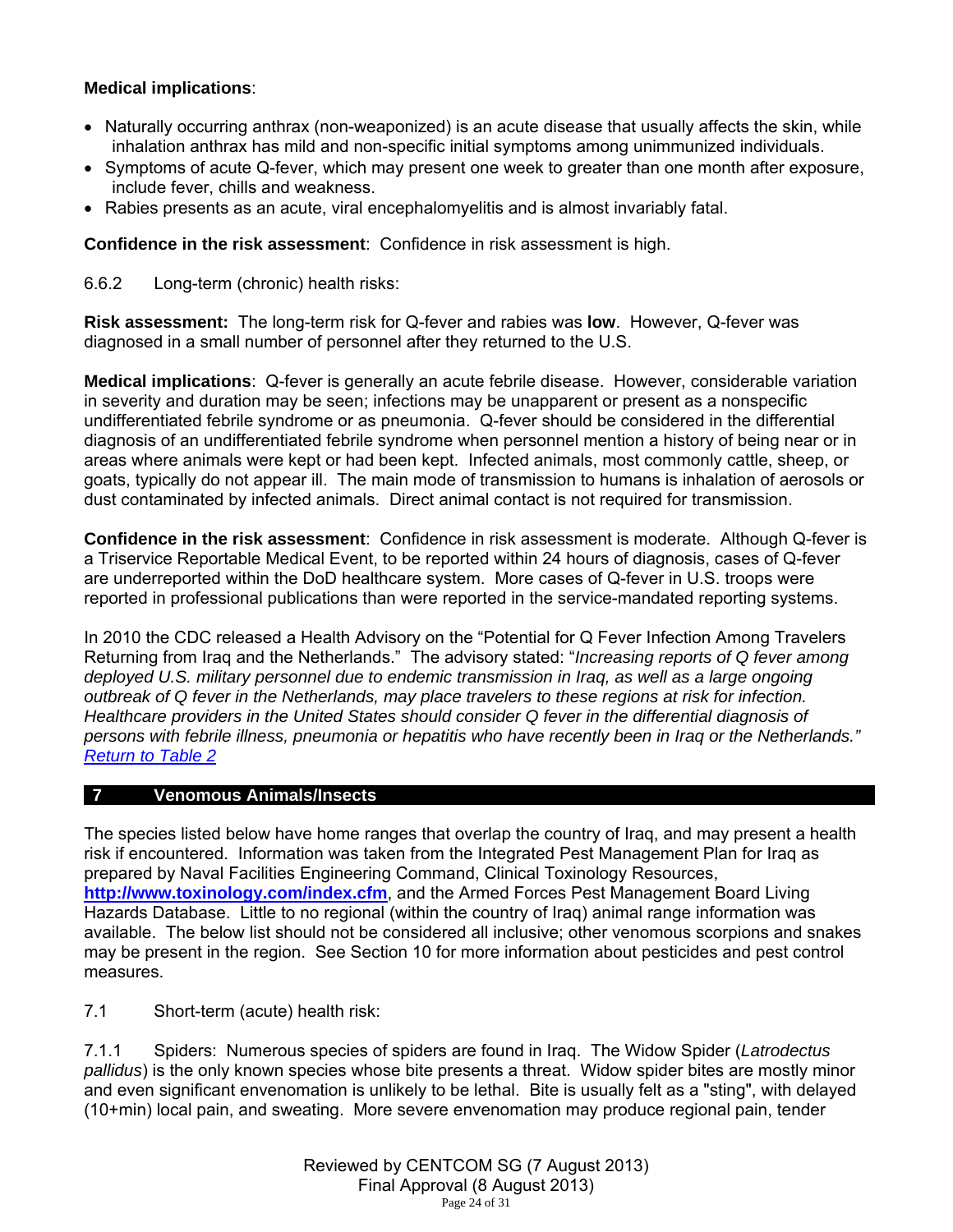**Medical implications**:

- Naturally occurring anthrax (non-weaponized) is an acute disease that usually affects the skin, while inhalation anthrax has mild and non-specific initial symptoms among unimmunized individuals.
- Symptoms of acute Q-fever, which may present one week to greater than one month after exposure, include fever, chills and weakness.
- Rabies presents as an acute, viral encephalomyelitis and is almost invariably fatal.

**Confidence in the risk assessment**: Confidence in risk assessment is high.

6.6.2 Long-term (chronic) health risks:

**Risk assessment:** The long-term risk for Q-fever and rabies was **low**. However, Q-fever was diagnosed in a small number of personnel after they returned to the U.S.

**Medical implications**: Q-fever is generally an acute febrile disease. However, considerable variation in severity and duration may be seen; infections may be unapparent or present as a nonspecific undifferentiated febrile syndrome or as pneumonia. Q-fever should be considered in the differential diagnosis of an undifferentiated febrile syndrome when personnel mention a history of being near or in areas where animals were kept or had been kept. Infected animals, most commonly cattle, sheep, or goats, typically do not appear ill. The main mode of transmission to humans is inhalation of aerosols or dust contaminated by infected animals. Direct animal contact is not required for transmission.

**Confidence in the risk assessment**: Confidence in risk assessment is moderate. Although Q-fever is a Triservice Reportable Medical Event, to be reported within 24 hours of diagnosis, cases of Q-fever are underreported within the DoD healthcare system. More cases of Q-fever in U.S. troops were reported in professional publications than were reported in the service-mandated reporting systems.

In 2010 the CDC released a Health Advisory on the "Potential for Q Fever Infection Among Travelers Returning from Iraq and the Netherlands." The advisory stated: "*Increasing reports of Q fever among deployed U.S. military personnel due to endemic transmission in Iraq, as well as a large ongoing outbreak of Q fever in the Netherlands, may place travelers to these regions at risk for infection. Healthcare providers in the United States should consider Q fever in the differential diagnosis of persons with febrile illness, pneumonia or hepatitis who have recently been in Iraq or the Netherlands.*"
Return to Table 2

## 7 Venomous Animals/Insects

The species listed below have home ranges that overlap the country of Iraq, and may present a health risk if encountered. Information was taken from the Integrated Pest Management Plan for Iraq as prepared by Naval Facilities Engineering Command, Clinical Toxinology Resources, **http://www.toxinology.com/index.cfm**, and the Armed Forces Pest Management Board Living Hazards Database. Little to no regional (within the country of Iraq) animal range information was available. The below list should not be considered all inclusive; other venomous scorpions and snakes may be present in the region. See Section 10 for more information about pesticides and pest control measures.

7.1 Short-term (acute) health risk:

7.1.1 Spiders: Numerous species of spiders are found in Iraq. The Widow Spider (*Latrodectus pallidus*) is the only known species whose bite presents a threat. Widow spider bites are mostly minor and even significant envenomation is unlikely to be lethal. Bite is usually felt as a "sting", with delayed (10+min) local pain, and sweating. More severe envenomation may produce regional pain, tender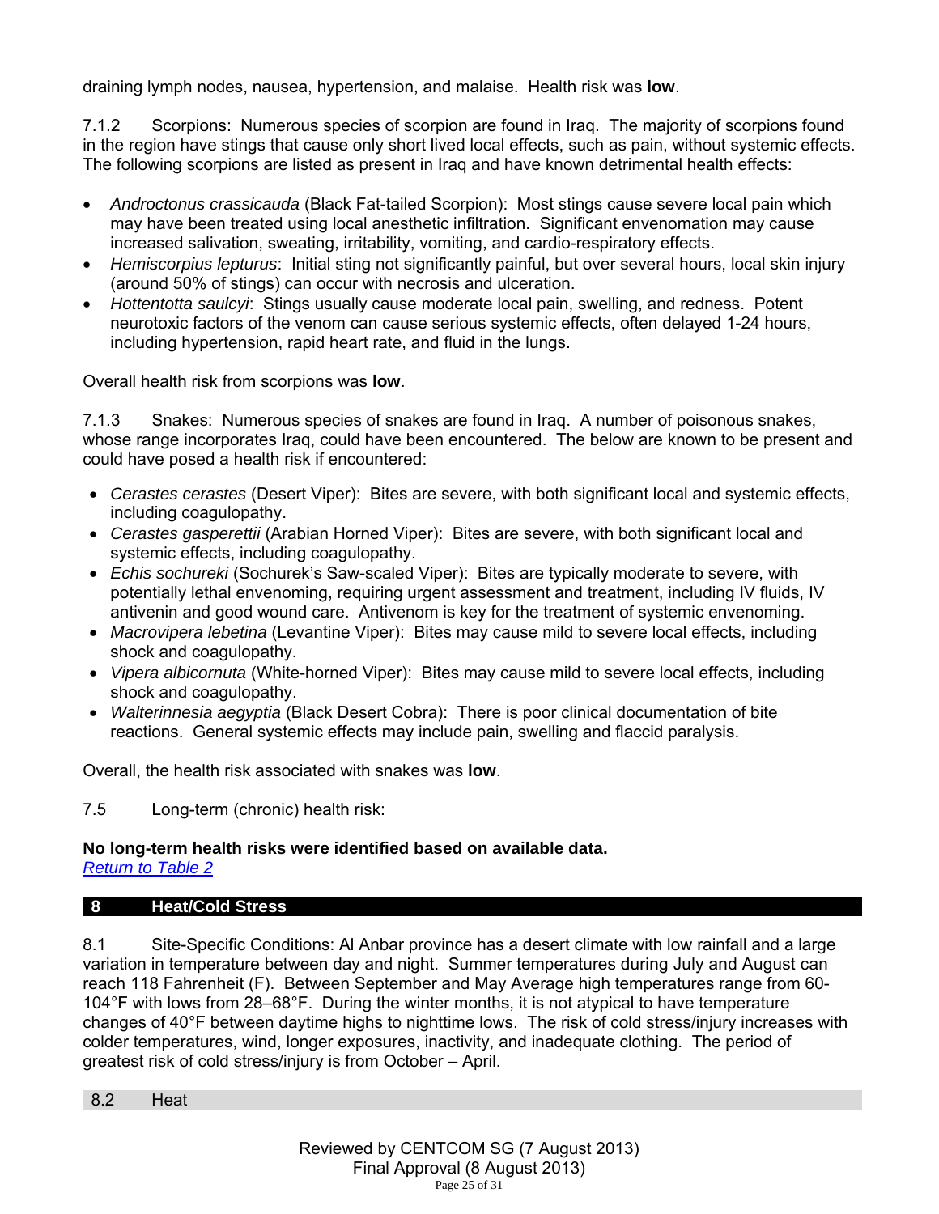draining lymph nodes, nausea, hypertension, and malaise. Health risk was **low**.

7.1.2 Scorpions: Numerous species of scorpion are found in Iraq. The majority of scorpions found in the region have stings that cause only short lived local effects, such as pain, without systemic effects. The following scorpions are listed as present in Iraq and have known detrimental health effects:

- *Androctonus crassicauda* (Black Fat-tailed Scorpion): Most stings cause severe local pain which may have been treated using local anesthetic infiltration. Significant envenomation may cause increased salivation, sweating, irritability, vomiting, and cardio-respiratory effects.
- *Hemiscorpius lepturus*: Initial sting not significantly painful, but over several hours, local skin injury (around 50% of stings) can occur with necrosis and ulceration.
- *Hottentotta saulcyi*: Stings usually cause moderate local pain, swelling, and redness. Potent neurotoxic factors of the venom can cause serious systemic effects, often delayed 1-24 hours, including hypertension, rapid heart rate, and fluid in the lungs.

Overall health risk from scorpions was **low**.

7.1.3 Snakes: Numerous species of snakes are found in Iraq. A number of poisonous snakes, whose range incorporates Iraq, could have been encountered. The below are known to be present and could have posed a health risk if encountered:

- *Cerastes cerastes* (Desert Viper): Bites are severe, with both significant local and systemic effects, including coagulopathy.
- *Cerastes gasperettii* (Arabian Horned Viper): Bites are severe, with both significant local and systemic effects, including coagulopathy.
- *Echis sochureki* (Sochurek's Saw-scaled Viper): Bites are typically moderate to severe, with potentially lethal envenoming, requiring urgent assessment and treatment, including IV fluids, IV antivenin and good wound care. Antivenom is key for the treatment of systemic envenoming.
- *Macrovipera lebetina* (Levantine Viper): Bites may cause mild to severe local effects, including shock and coagulopathy.
- *Vipera albicornuta* (White-horned Viper): Bites may cause mild to severe local effects, including shock and coagulopathy.
- *Walterinnesia aegyptia* (Black Desert Cobra): There is poor clinical documentation of bite reactions. General systemic effects may include pain, swelling and flaccid paralysis.

Overall, the health risk associated with snakes was **low**.

7.5 Long-term (chronic) health risk:

**No long-term health risks were identified based on available data.**
Return to Table 2

## 8 Heat/Cold Stress

8.1 Site-Specific Conditions: Al Anbar province has a desert climate with low rainfall and a large variation in temperature between day and night. Summer temperatures during July and August can reach 118 Fahrenheit (F). Between September and May Average high temperatures range from 60-104°F with lows from 28–68°F. During the winter months, it is not atypical to have temperature changes of 40°F between daytime highs to nighttime lows. The risk of cold stress/injury increases with colder temperatures, wind, longer exposures, inactivity, and inadequate clothing. The period of greatest risk of cold stress/injury is from October – April.

### 8.2 Heat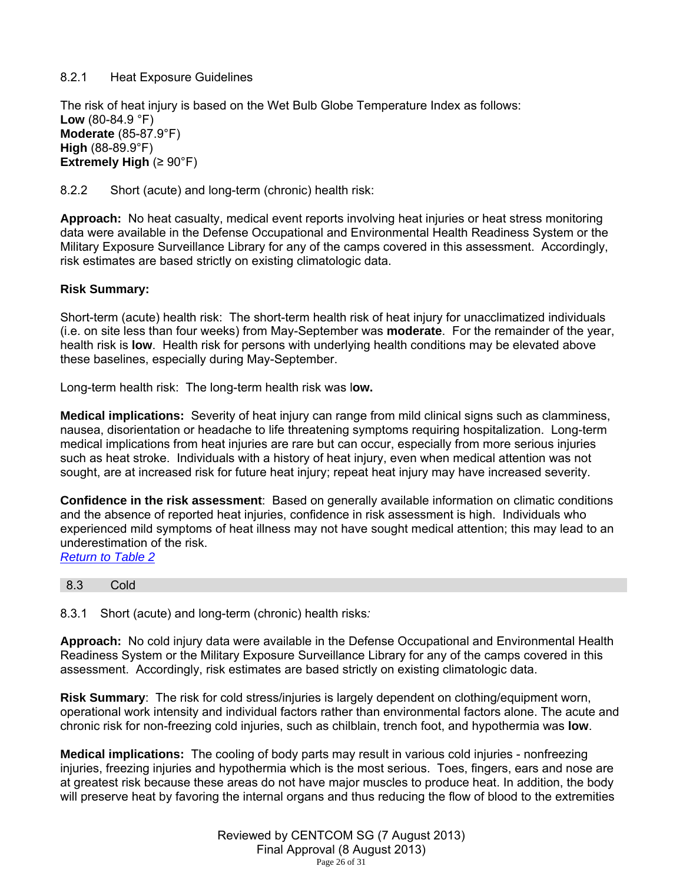#### 8.2.1 Heat Exposure Guidelines

The risk of heat injury is based on the Wet Bulb Globe Temperature Index as follows:
**Low** (80-84.9 °F)
**Moderate** (85-87.9°F)
**High** (88-89.9°F)
**Extremely High** (≥ 90°F)

#### 8.2.2 Short (acute) and long-term (chronic) health risk:

**Approach:** No heat casualty, medical event reports involving heat injuries or heat stress monitoring data were available in the Defense Occupational and Environmental Health Readiness System or the Military Exposure Surveillance Library for any of the camps covered in this assessment. Accordingly, risk estimates are based strictly on existing climatologic data.

**Risk Summary:**

Short-term (acute) health risk: The short-term health risk of heat injury for unacclimatized individuals (i.e. on site less than four weeks) from May-September was **moderate**. For the remainder of the year, health risk is **low**. Health risk for persons with underlying health conditions may be elevated above these baselines, especially during May-September.

Long-term health risk: The long-term health risk was l**ow.**

**Medical implications:** Severity of heat injury can range from mild clinical signs such as clamminess, nausea, disorientation or headache to life threatening symptoms requiring hospitalization. Long-term medical implications from heat injuries are rare but can occur, especially from more serious injuries such as heat stroke. Individuals with a history of heat injury, even when medical attention was not sought, are at increased risk for future heat injury; repeat heat injury may have increased severity.

**Confidence in the risk assessment**: Based on generally available information on climatic conditions and the absence of reported heat injuries, confidence in risk assessment is high. Individuals who experienced mild symptoms of heat illness may not have sought medical attention; this may lead to an underestimation of the risk.
*Return to Table 2*

### 8.3 Cold

#### 8.3.1 Short (acute) and long-term (chronic) health risks*:*

**Approach:** No cold injury data were available in the Defense Occupational and Environmental Health Readiness System or the Military Exposure Surveillance Library for any of the camps covered in this assessment. Accordingly, risk estimates are based strictly on existing climatologic data.

**Risk Summary**: The risk for cold stress/injuries is largely dependent on clothing/equipment worn, operational work intensity and individual factors rather than environmental factors alone. The acute and chronic risk for non-freezing cold injuries, such as chilblain, trench foot, and hypothermia was **low**.

**Medical implications:** The cooling of body parts may result in various cold injuries - nonfreezing injuries, freezing injuries and hypothermia which is the most serious. Toes, fingers, ears and nose are at greatest risk because these areas do not have major muscles to produce heat. In addition, the body will preserve heat by favoring the internal organs and thus reducing the flow of blood to the extremities

Reviewed by CENTCOM SG (7 August 2013)
Final Approval (8 August 2013)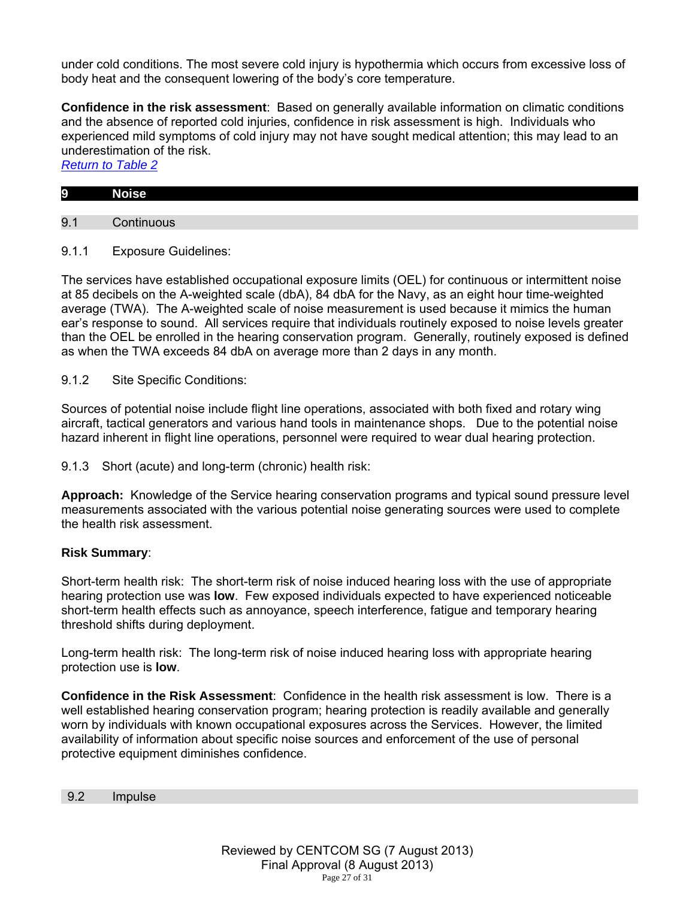under cold conditions. The most severe cold injury is hypothermia which occurs from excessive loss of body heat and the consequent lowering of the body's core temperature.

**Confidence in the risk assessment**: Based on generally available information on climatic conditions and the absence of reported cold injuries, confidence in risk assessment is high. Individuals who experienced mild symptoms of cold injury may not have sought medical attention; this may lead to an underestimation of the risk.
*Return to Table 2*

## 9 Noise

### 9.1 Continuous

#### 9.1.1 Exposure Guidelines:

The services have established occupational exposure limits (OEL) for continuous or intermittent noise at 85 decibels on the A-weighted scale (dbA), 84 dbA for the Navy, as an eight hour time-weighted average (TWA). The A-weighted scale of noise measurement is used because it mimics the human ear's response to sound. All services require that individuals routinely exposed to noise levels greater than the OEL be enrolled in the hearing conservation program. Generally, routinely exposed is defined as when the TWA exceeds 84 dbA on average more than 2 days in any month.

#### 9.1.2 Site Specific Conditions:

Sources of potential noise include flight line operations, associated with both fixed and rotary wing aircraft, tactical generators and various hand tools in maintenance shops. Due to the potential noise hazard inherent in flight line operations, personnel were required to wear dual hearing protection.

#### 9.1.3 Short (acute) and long-term (chronic) health risk:

**Approach:** Knowledge of the Service hearing conservation programs and typical sound pressure level measurements associated with the various potential noise generating sources were used to complete the health risk assessment.

**Risk Summary**:

Short-term health risk: The short-term risk of noise induced hearing loss with the use of appropriate hearing protection use was **low**. Few exposed individuals expected to have experienced noticeable short-term health effects such as annoyance, speech interference, fatigue and temporary hearing threshold shifts during deployment.

Long-term health risk: The long-term risk of noise induced hearing loss with appropriate hearing protection use is **low**.

**Confidence in the Risk Assessment**: Confidence in the health risk assessment is low. There is a well established hearing conservation program; hearing protection is readily available and generally worn by individuals with known occupational exposures across the Services. However, the limited availability of information about specific noise sources and enforcement of the use of personal protective equipment diminishes confidence.

### 9.2 Impulse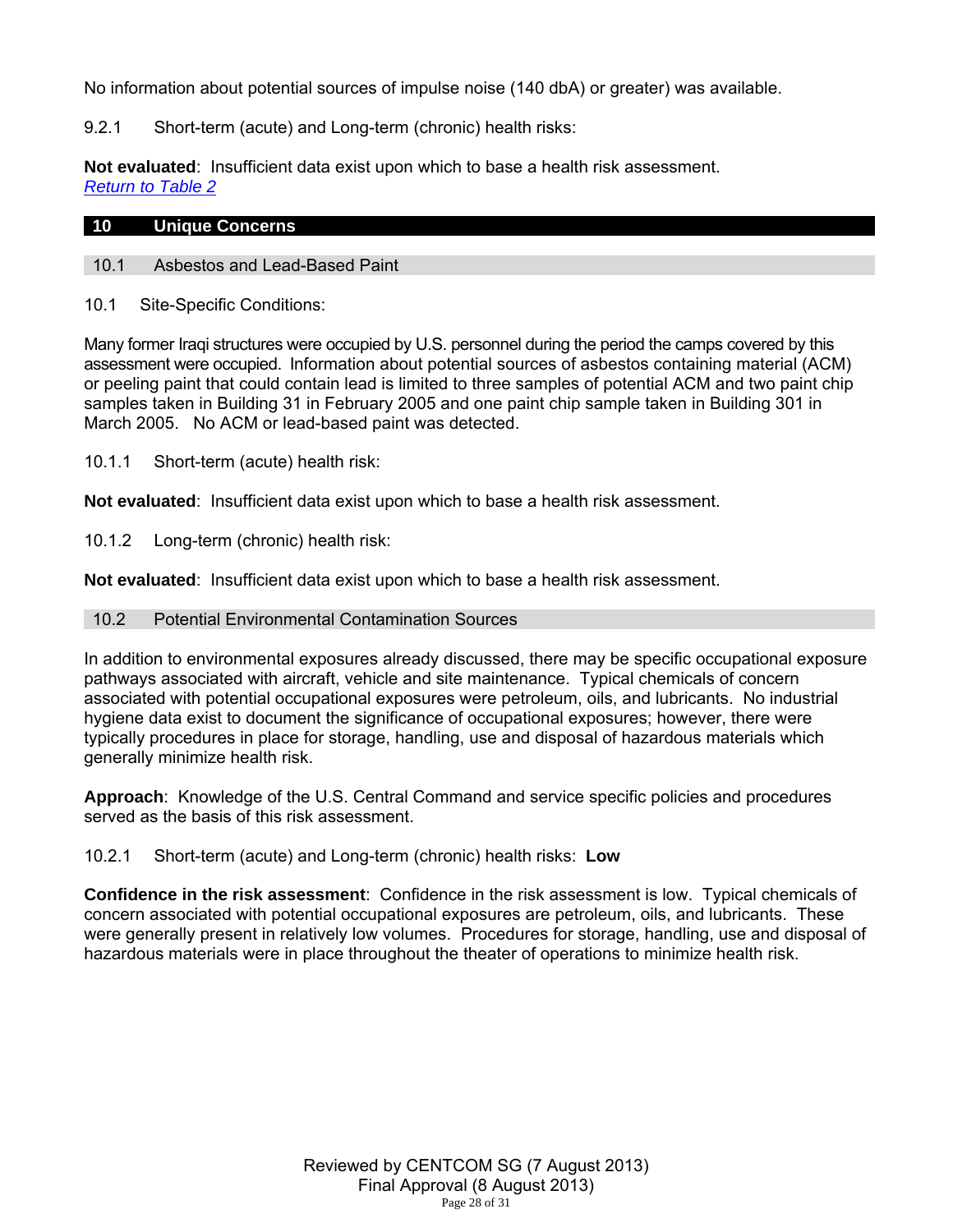No information about potential sources of impulse noise (140 dbA) or greater) was available.

9.2.1 Short-term (acute) and Long-term (chronic) health risks:

**Not evaluated**: Insufficient data exist upon which to base a health risk assessment.
*Return to Table 2*

## 10 Unique Concerns

### 10.1 Asbestos and Lead-Based Paint

10.1 Site-Specific Conditions:

Many former Iraqi structures were occupied by U.S. personnel during the period the camps covered by this assessment were occupied. Information about potential sources of asbestos containing material (ACM) or peeling paint that could contain lead is limited to three samples of potential ACM and two paint chip samples taken in Building 31 in February 2005 and one paint chip sample taken in Building 301 in March 2005. No ACM or lead-based paint was detected.

10.1.1 Short-term (acute) health risk:

**Not evaluated**: Insufficient data exist upon which to base a health risk assessment.

10.1.2 Long-term (chronic) health risk:

**Not evaluated**: Insufficient data exist upon which to base a health risk assessment.

### 10.2 Potential Environmental Contamination Sources

In addition to environmental exposures already discussed, there may be specific occupational exposure pathways associated with aircraft, vehicle and site maintenance. Typical chemicals of concern associated with potential occupational exposures were petroleum, oils, and lubricants. No industrial hygiene data exist to document the significance of occupational exposures; however, there were typically procedures in place for storage, handling, use and disposal of hazardous materials which generally minimize health risk.

**Approach**: Knowledge of the U.S. Central Command and service specific policies and procedures served as the basis of this risk assessment.

10.2.1 Short-term (acute) and Long-term (chronic) health risks: **Low**

**Confidence in the risk assessment**: Confidence in the risk assessment is low. Typical chemicals of concern associated with potential occupational exposures are petroleum, oils, and lubricants. These were generally present in relatively low volumes. Procedures for storage, handling, use and disposal of hazardous materials were in place throughout the theater of operations to minimize health risk.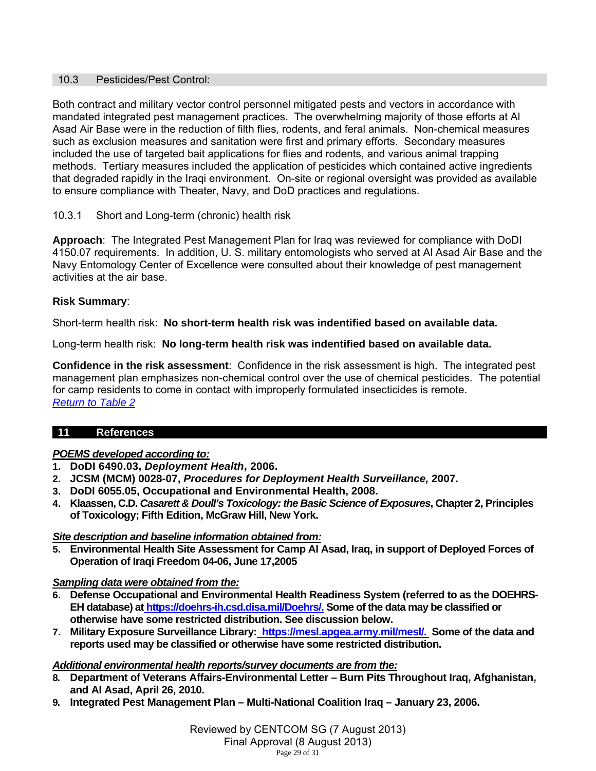### 10.3 Pesticides/Pest Control:

Both contract and military vector control personnel mitigated pests and vectors in accordance with mandated integrated pest management practices. The overwhelming majority of those efforts at Al Asad Air Base were in the reduction of filth flies, rodents, and feral animals. Non-chemical measures such as exclusion measures and sanitation were first and primary efforts. Secondary measures included the use of targeted bait applications for flies and rodents, and various animal trapping methods. Tertiary measures included the application of pesticides which contained active ingredients that degraded rapidly in the Iraqi environment. On-site or regional oversight was provided as available to ensure compliance with Theater, Navy, and DoD practices and regulations.

#### 10.3.1 Short and Long-term (chronic) health risk

**Approach**: The Integrated Pest Management Plan for Iraq was reviewed for compliance with DoDI 4150.07 requirements. In addition, U. S. military entomologists who served at Al Asad Air Base and the Navy Entomology Center of Excellence were consulted about their knowledge of pest management activities at the air base.

**Risk Summary**:

Short-term health risk: **No short-term health risk was indentified based on available data.**

Long-term health risk: **No long-term health risk was indentified based on available data.**

**Confidence in the risk assessment**: Confidence in the risk assessment is high. The integrated pest management plan emphasizes non-chemical control over the use of chemical pesticides. The potential for camp residents to come in contact with improperly formulated insecticides is remote.
*Return to Table 2*

## 11 References

***POEMS developed according to:***

1. **DoDI 6490.03, *Deployment Health*, 2006.**
2. **JCSM (MCM) 0028-07, *Procedures for Deployment Health Surveillance,* 2007.**
3. **DoDI 6055.05, Occupational and Environmental Health, 2008.**
4. **Klaassen, C.D. *Casarett & Doull's Toxicology: the Basic Science of Exposures*, Chapter 2, Principles of Toxicology; Fifth Edition, McGraw Hill, New York.**

***Site description and baseline information obtained from:***

5. **Environmental Health Site Assessment for Camp Al Asad, Iraq, in support of Deployed Forces of Operation of Iraqi Freedom 04-06, June 17,2005**

***Sampling data were obtained from the:***

6. **Defense Occupational and Environmental Health Readiness System (referred to as the DOEHRS-EH database) at https://doehrs-ih.csd.disa.mil/Doehrs/. Some of the data may be classified or otherwise have some restricted distribution. See discussion below.**
7. **Military Exposure Surveillance Library: https://mesl.apgea.army.mil/mesl/. Some of the data and reports used may be classified or otherwise have some restricted distribution.**

***Additional environmental health reports/survey documents are from the:***

8. **Department of Veterans Affairs-Environmental Letter – Burn Pits Throughout Iraq, Afghanistan, and Al Asad, April 26, 2010.**
9. **Integrated Pest Management Plan – Multi-National Coalition Iraq – January 23, 2006.**

Reviewed by CENTCOM SG (7 August 2013)
Final Approval (8 August 2013)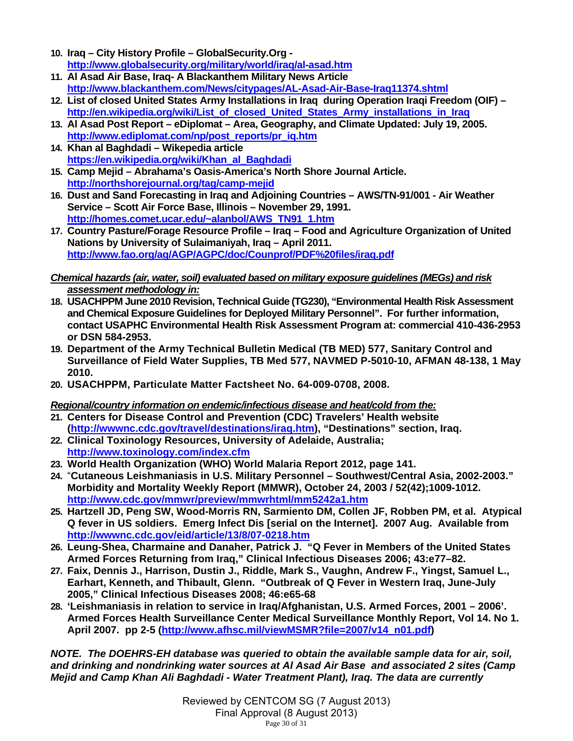10. **Iraq – City History Profile – GlobalSecurity.Org - http://www.globalsecurity.org/military/world/iraq/al-asad.htm**
11. **Al Asad Air Base, Iraq- A Blackanthem Military News Article http://www.blackanthem.com/News/citypages/AL-Asad-Air-Base-Iraq11374.shtml**
12. **List of closed United States Army Installations in Iraq during Operation Iraqi Freedom (OIF) – http://en.wikipedia.org/wiki/List_of_closed_United_States_Army_installations_in_Iraq**
13. **Al Asad Post Report – eDiplomat – Area, Geography, and Climate Updated: July 19, 2005. http://www.ediplomat.com/np/post_reports/pr_iq.htm**
14. **Khan al Baghdadi – Wikepedia article https://en.wikipedia.org/wiki/Khan_al_Baghdadi**
15. **Camp Mejid – Abrahama's Oasis-America's North Shore Journal Article. http://northshorejournal.org/tag/camp-mejid**
16. **Dust and Sand Forecasting in Iraq and Adjoining Countries – AWS/TN-91/001 - Air Weather Service – Scott Air Force Base, Illinois – November 29, 1991. http://homes.comet.ucar.edu/~alanbol/AWS_TN91_1.htm**
17. **Country Pasture/Forage Resource Profile – Iraq – Food and Agriculture Organization of United Nations by University of Sulaimaniyah, Iraq – April 2011. http://www.fao.org/ag/AGP/AGPC/doc/Counprof/PDF%20files/iraq.pdf**

***Chemical hazards (air, water, soil) evaluated based on military exposure guidelines (MEGs) and risk assessment methodology in:***

18. **USACHPPM June 2010 Revision, Technical Guide (TG230), "Environmental Health Risk Assessment and Chemical Exposure Guidelines for Deployed Military Personnel". For further information, contact USAPHC Environmental Health Risk Assessment Program at: commercial 410-436-2953 or DSN 584-2953.**
19. **Department of the Army Technical Bulletin Medical (TB MED) 577, Sanitary Control and Surveillance of Field Water Supplies, TB Med 577, NAVMED P-5010-10, AFMAN 48-138, 1 May 2010.**
20. **USACHPPM, Particulate Matter Factsheet No. 64-009-0708, 2008.**

***Regional/country information on endemic/infectious disease and heat/cold from the:***

21. **Centers for Disease Control and Prevention (CDC) Travelers' Health website (http://wwwnc.cdc.gov/travel/destinations/iraq.htm), "Destinations" section, Iraq.**
22. **Clinical Toxinology Resources, University of Adelaide, Australia; http://www.toxinology.com/index.cfm**
23. **World Health Organization (WHO) World Malaria Report 2012, page 141.**
24. **"Cutaneous Leishmaniasis in U.S. Military Personnel – Southwest/Central Asia, 2002-2003." Morbidity and Mortality Weekly Report (MMWR), October 24, 2003 / 52(42);1009-1012. http://www.cdc.gov/mmwr/preview/mmwrhtml/mm5242a1.htm**
25. **Hartzell JD, Peng SW, Wood-Morris RN, Sarmiento DM, Collen JF, Robben PM, et al. Atypical Q fever in US soldiers. Emerg Infect Dis [serial on the Internet]. 2007 Aug. Available from http://wwwnc.cdc.gov/eid/article/13/8/07-0218.htm**
26. **Leung-Shea, Charmaine and Danaher, Patrick J. "Q Fever in Members of the United States Armed Forces Returning from Iraq," Clinical Infectious Diseases 2006; 43:e77–82.**
27. **Faix, Dennis J., Harrison, Dustin J., Riddle, Mark S., Vaughn, Andrew F., Yingst, Samuel L., Earhart, Kenneth, and Thibault, Glenn. "Outbreak of Q Fever in Western Iraq, June-July 2005," Clinical Infectious Diseases 2008; 46:e65-68**
28. **'Leishmaniasis in relation to service in Iraq/Afghanistan, U.S. Armed Forces, 2001 – 2006'. Armed Forces Health Surveillance Center Medical Surveillance Monthly Report, Vol 14. No 1. April 2007. pp 2-5 (http://www.afhsc.mil/viewMSMR?file=2007/v14_n01.pdf)**

***NOTE. The DOEHRS-EH database was queried to obtain the available sample data for air, soil, and drinking and nondrinking water sources at Al Asad Air Base and associated 2 sites (Camp Mejid and Camp Khan Ali Baghdadi - Water Treatment Plant), Iraq. The data are currently***

Reviewed by CENTCOM SG (7 August 2013)
Final Approval (8 August 2013)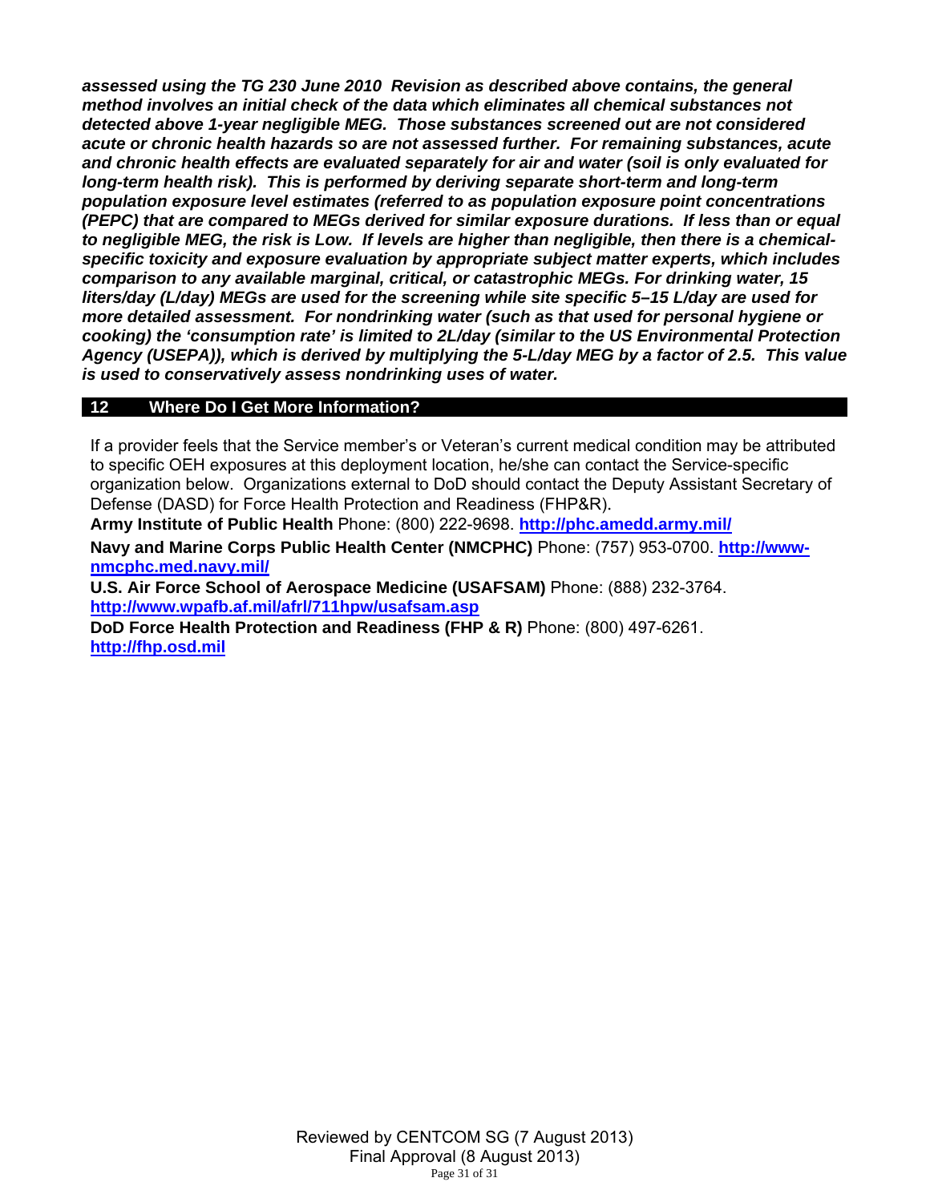***assessed using the TG 230 June 2010 Revision as described above contains, the general method involves an initial check of the data which eliminates all chemical substances not detected above 1-year negligible MEG. Those substances screened out are not considered acute or chronic health hazards so are not assessed further. For remaining substances, acute and chronic health effects are evaluated separately for air and water (soil is only evaluated for long-term health risk). This is performed by deriving separate short-term and long-term population exposure level estimates (referred to as population exposure point concentrations (PEPC) that are compared to MEGs derived for similar exposure durations. If less than or equal to negligible MEG, the risk is Low. If levels are higher than negligible, then there is a chemical-specific toxicity and exposure evaluation by appropriate subject matter experts, which includes comparison to any available marginal, critical, or catastrophic MEGs. For drinking water, 15 liters/day (L/day) MEGs are used for the screening while site specific 5–15 L/day are used for more detailed assessment. For nondrinking water (such as that used for personal hygiene or cooking) the 'consumption rate' is limited to 2L/day (similar to the US Environmental Protection Agency (USEPA)), which is derived by multiplying the 5-L/day MEG by a factor of 2.5. This value is used to conservatively assess nondrinking uses of water.***

## 12 Where Do I Get More Information?

If a provider feels that the Service member's or Veteran's current medical condition may be attributed to specific OEH exposures at this deployment location, he/she can contact the Service-specific organization below. Organizations external to DoD should contact the Deputy Assistant Secretary of Defense (DASD) for Force Health Protection and Readiness (FHP&R).

**Army Institute of Public Health** Phone: (800) 222-9698. **http://phc.amedd.army.mil/**

**Navy and Marine Corps Public Health Center (NMCPHC)** Phone: (757) 953-0700. **http://www-nmcphc.med.navy.mil/**

**U.S. Air Force School of Aerospace Medicine (USAFSAM)** Phone: (888) 232-3764. **http://www.wpafb.af.mil/afrl/711hpw/usafsam.asp**

**DoD Force Health Protection and Readiness (FHP & R)** Phone: (800) 497-6261. **http://fhp.osd.mil**

Reviewed by CENTCOM SG (7 August 2013)
Final Approval (8 August 2013)